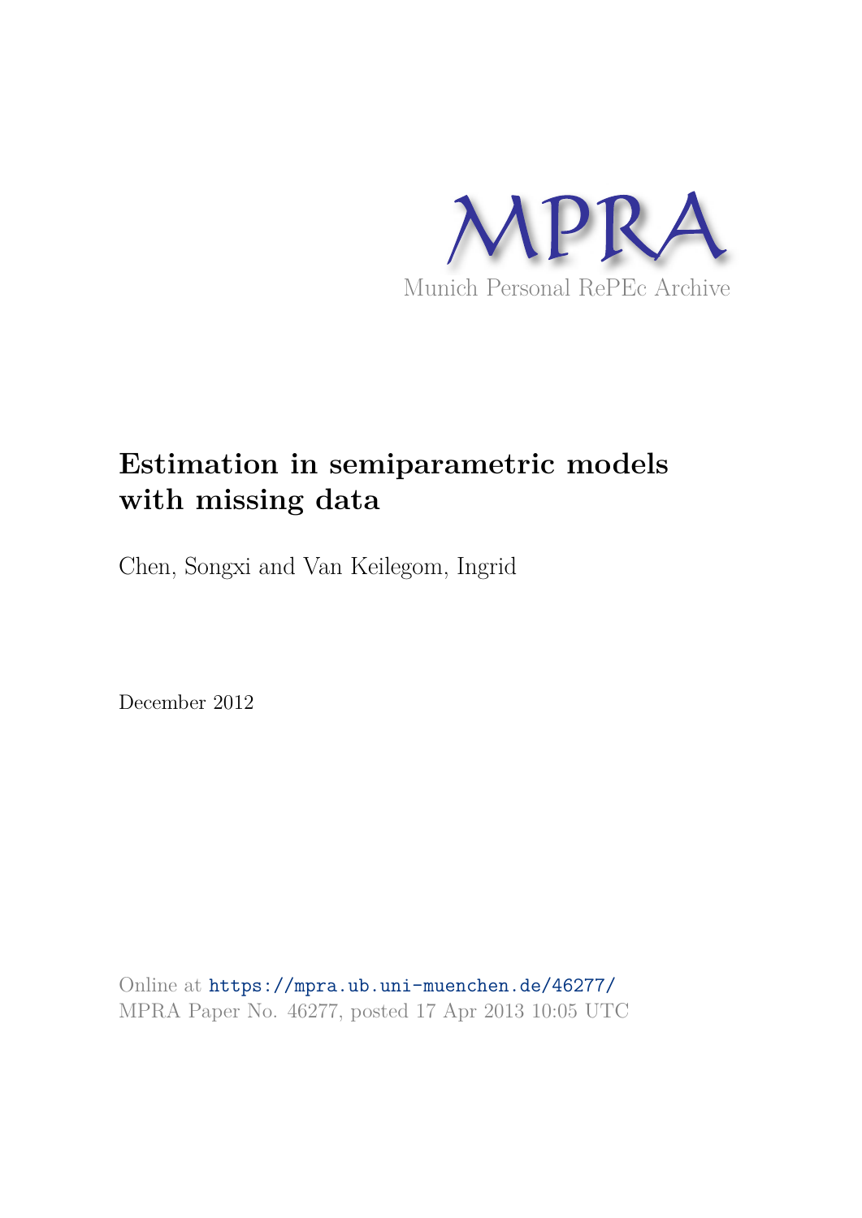MPRA

Munich Personal RePEc Archive

# Estimation in semiparametric models with missing data

Chen, Songxi and Van Keilegom, Ingrid

December 2012

Online at https://mpra.ub.uni-muenchen.de/46277/
MPRA Paper No. 46277, posted 17 Apr 2013 10:05 UTC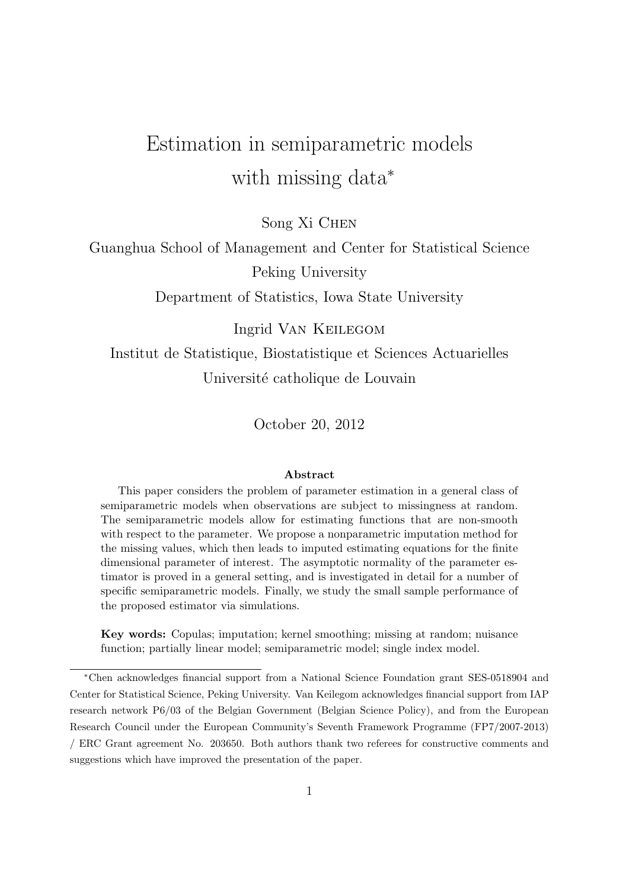# Estimation in semiparametric models with missing data*

Song Xi Chen

Guanghua School of Management and Center for Statistical Science

Peking University

Department of Statistics, Iowa State University

Ingrid Van Keilegom

Institut de Statistique, Biostatistique et Sciences Actuarielles

Université catholique de Louvain

October 20, 2012

### Abstract

This paper considers the problem of parameter estimation in a general class of semiparametric models when observations are subject to missingness at random. The semiparametric models allow for estimating functions that are non-smooth with respect to the parameter. We propose a nonparametric imputation method for the missing values, which then leads to imputed estimating equations for the finite dimensional parameter of interest. The asymptotic normality of the parameter estimator is proved in a general setting, and is investigated in detail for a number of specific semiparametric models. Finally, we study the small sample performance of the proposed estimator via simulations.

**Key words:** Copulas; imputation; kernel smoothing; missing at random; nuisance function; partially linear model; semiparametric model; single index model.

---

*Chen acknowledges financial support from a National Science Foundation grant SES-0518904 and Center for Statistical Science, Peking University. Van Keilegom acknowledges financial support from IAP research network P6/03 of the Belgian Government (Belgian Science Policy), and from the European Research Council under the European Community's Seventh Framework Programme (FP7/2007-2013) / ERC Grant agreement No. 203650. Both authors thank two referees for constructive comments and suggestions which have improved the presentation of the paper.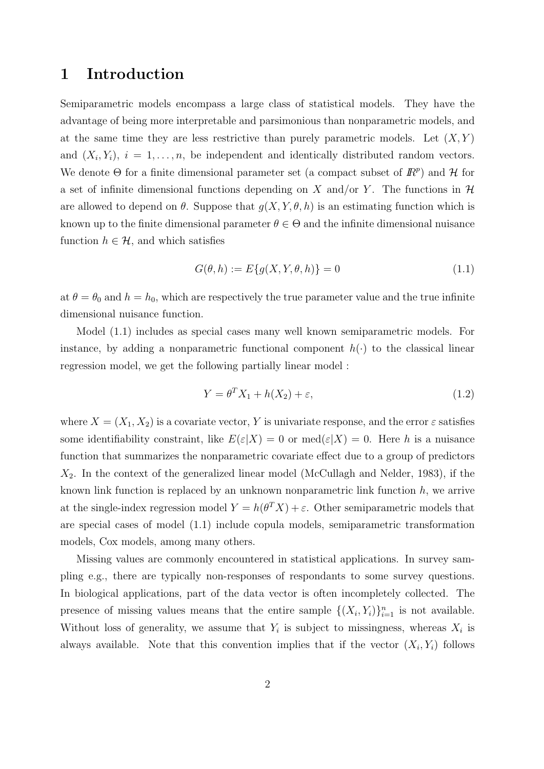# 1 Introduction

Semiparametric models encompass a large class of statistical models. They have the advantage of being more interpretable and parsimonious than nonparametric models, and at the same time they are less restrictive than purely parametric models. Let $(X, Y)$ and $(X_i, Y_i)$, $i = 1, \ldots, n$, be independent and identically distributed random vectors. We denote $\Theta$ for a finite dimensional parameter set (a compact subset of $\mathbb{R}^p$) and $\mathcal{H}$ for a set of infinite dimensional functions depending on $X$ and/or $Y$. The functions in $\mathcal{H}$ are allowed to depend on $\theta$. Suppose that $g(X, Y, \theta, h)$ is an estimating function which is known up to the finite dimensional parameter $\theta \in \Theta$ and the infinite dimensional nuisance function $h \in \mathcal{H}$, and which satisfies

$$G(\theta, h) := E\{g(X, Y, \theta, h)\} = 0 \tag{1.1}$$

at $\theta = \theta_0$ and $h = h_0$, which are respectively the true parameter value and the true infinite dimensional nuisance function.

Model (1.1) includes as special cases many well known semiparametric models. For instance, by adding a nonparametric functional component $h(\cdot)$ to the classical linear regression model, we get the following partially linear model :

$$Y = \theta^T X_1 + h(X_2) + \varepsilon, \tag{1.2}$$

where $X = (X_1, X_2)$ is a covariate vector, $Y$ is univariate response, and the error $\varepsilon$ satisfies some identifiability constraint, like $E(\varepsilon|X) = 0$ or $\text{med}(\varepsilon|X) = 0$. Here $h$ is a nuisance function that summarizes the nonparametric covariate effect due to a group of predictors $X_2$. In the context of the generalized linear model (McCullagh and Nelder, 1983), if the known link function is replaced by an unknown nonparametric link function $h$, we arrive at the single-index regression model $Y = h(\theta^T X) + \varepsilon$. Other semiparametric models that are special cases of model (1.1) include copula models, semiparametric transformation models, Cox models, among many others.

Missing values are commonly encountered in statistical applications. In survey sampling e.g., there are typically non-responses of respondants to some survey questions. In biological applications, part of the data vector is often incompletely collected. The presence of missing values means that the entire sample $\{(X_i, Y_i)\}_{i=1}^n$ is not available. Without loss of generality, we assume that $Y_i$ is subject to missingness, whereas $X_i$ is always available. Note that this convention implies that if the vector $(X_i, Y_i)$ follows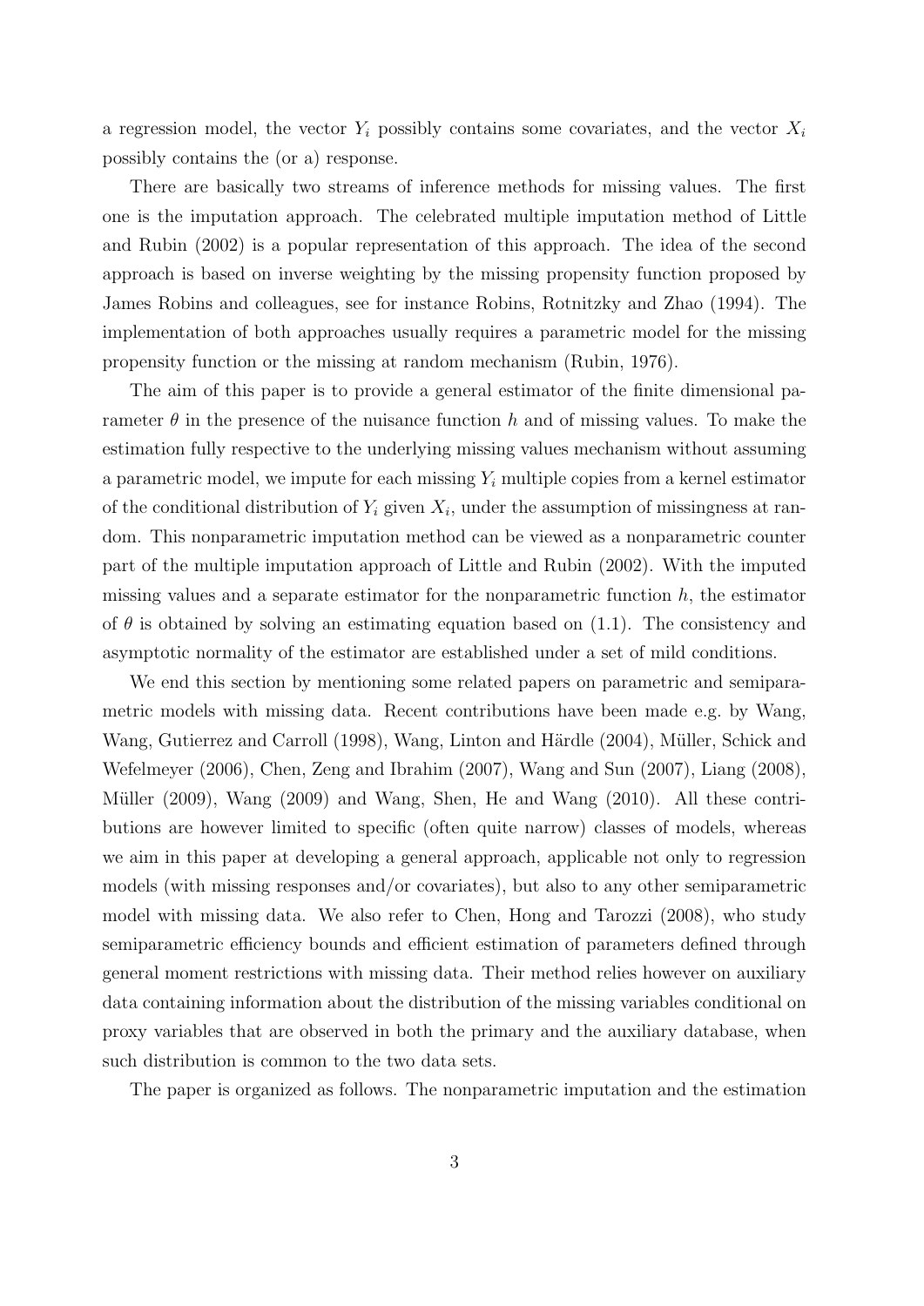a regression model, the vector $Y_i$ possibly contains some covariates, and the vector $X_i$ possibly contains the (or a) response.

There are basically two streams of inference methods for missing values. The first one is the imputation approach. The celebrated multiple imputation method of Little and Rubin (2002) is a popular representation of this approach. The idea of the second approach is based on inverse weighting by the missing propensity function proposed by James Robins and colleagues, see for instance Robins, Rotnitzky and Zhao (1994). The implementation of both approaches usually requires a parametric model for the missing propensity function or the missing at random mechanism (Rubin, 1976).

The aim of this paper is to provide a general estimator of the finite dimensional parameter $\theta$ in the presence of the nuisance function $h$ and of missing values. To make the estimation fully respective to the underlying missing values mechanism without assuming a parametric model, we impute for each missing $Y_i$ multiple copies from a kernel estimator of the conditional distribution of $Y_i$ given $X_i$, under the assumption of missingness at random. This nonparametric imputation method can be viewed as a nonparametric counter part of the multiple imputation approach of Little and Rubin (2002). With the imputed missing values and a separate estimator for the nonparametric function $h$, the estimator of $\theta$ is obtained by solving an estimating equation based on (1.1). The consistency and asymptotic normality of the estimator are established under a set of mild conditions.

We end this section by mentioning some related papers on parametric and semiparametric models with missing data. Recent contributions have been made e.g. by Wang, Wang, Gutierrez and Carroll (1998), Wang, Linton and Härdle (2004), Müller, Schick and Wefelmeyer (2006), Chen, Zeng and Ibrahim (2007), Wang and Sun (2007), Liang (2008), Müller (2009), Wang (2009) and Wang, Shen, He and Wang (2010). All these contributions are however limited to specific (often quite narrow) classes of models, whereas we aim in this paper at developing a general approach, applicable not only to regression models (with missing responses and/or covariates), but also to any other semiparametric model with missing data. We also refer to Chen, Hong and Tarozzi (2008), who study semiparametric efficiency bounds and efficient estimation of parameters defined through general moment restrictions with missing data. Their method relies however on auxiliary data containing information about the distribution of the missing variables conditional on proxy variables that are observed in both the primary and the auxiliary database, when such distribution is common to the two data sets.

The paper is organized as follows. The nonparametric imputation and the estimation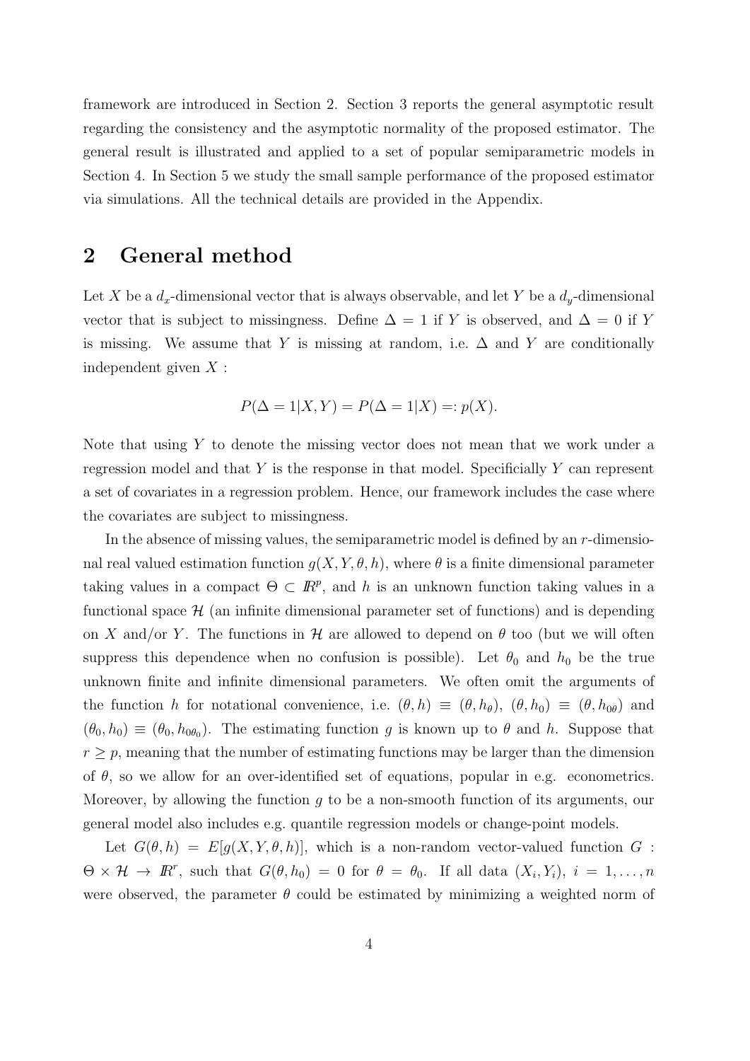framework are introduced in Section 2. Section 3 reports the general asymptotic result regarding the consistency and the asymptotic normality of the proposed estimator. The general result is illustrated and applied to a set of popular semiparametric models in Section 4. In Section 5 we study the small sample performance of the proposed estimator via simulations. All the technical details are provided in the Appendix.

## 2 General method

Let $X$ be a $d_x$-dimensional vector that is always observable, and let $Y$ be a $d_y$-dimensional vector that is subject to missingness. Define $\Delta = 1$ if $Y$ is observed, and $\Delta = 0$ if $Y$ is missing. We assume that $Y$ is missing at random, i.e. $\Delta$ and $Y$ are conditionally independent given $X$ :

$$P(\Delta = 1|X, Y) = P(\Delta = 1|X) =: p(X).$$

Note that using $Y$ to denote the missing vector does not mean that we work under a regression model and that $Y$ is the response in that model. Specificially $Y$ can represent a set of covariates in a regression problem. Hence, our framework includes the case where the covariates are subject to missingness.

In the absence of missing values, the semiparametric model is defined by an $r$-dimensional real valued estimation function $g(X, Y, \theta, h)$, where $\theta$ is a finite dimensional parameter taking values in a compact $\Theta \subset I\!R^p$, and $h$ is an unknown function taking values in a functional space $\mathcal{H}$ (an infinite dimensional parameter set of functions) and is depending on $X$ and/or $Y$. The functions in $\mathcal{H}$ are allowed to depend on $\theta$ too (but we will often suppress this dependence when no confusion is possible). Let $\theta_0$ and $h_0$ be the true unknown finite and infinite dimensional parameters. We often omit the arguments of the function $h$ for notational convenience, i.e. $(\theta, h) \equiv (\theta, h_\theta)$, $(\theta, h_0) \equiv (\theta, h_{0\theta})$ and $(\theta_0, h_0) \equiv (\theta_0, h_{0\theta_0})$. The estimating function $g$ is known up to $\theta$ and $h$. Suppose that $r \geq p$, meaning that the number of estimating functions may be larger than the dimension of $\theta$, so we allow for an over-identified set of equations, popular in e.g. econometrics. Moreover, by allowing the function $g$ to be a non-smooth function of its arguments, our general model also includes e.g. quantile regression models or change-point models.

Let $G(\theta, h) = E[g(X, Y, \theta, h)]$, which is a non-random vector-valued function $G : \Theta \times \mathcal{H} \to I\!R^r$, such that $G(\theta, h_0) = 0$ for $\theta = \theta_0$. If all data $(X_i, Y_i)$, $i = 1, \ldots, n$ were observed, the parameter $\theta$ could be estimated by minimizing a weighted norm of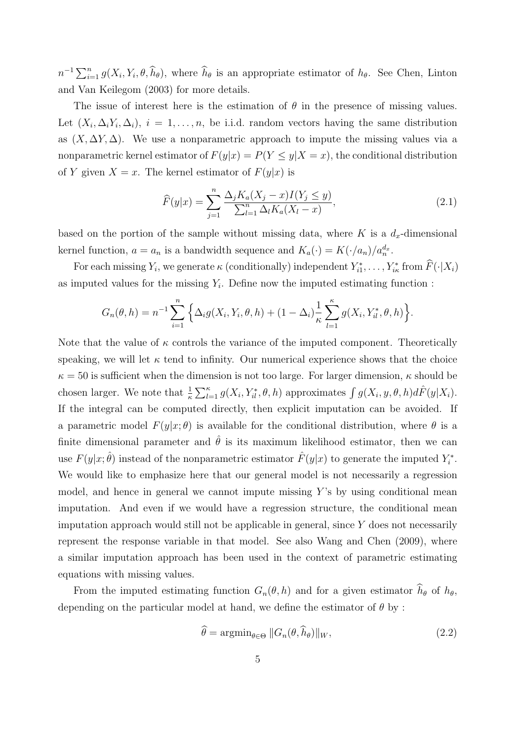$n^{-1}\sum_{i=1}^n g(X_i, Y_i, \theta, \widehat{h}_\theta)$, where $\widehat{h}_\theta$ is an appropriate estimator of $h_\theta$. See Chen, Linton and Van Keilegom (2003) for more details.

The issue of interest here is the estimation of $\theta$ in the presence of missing values. Let $(X_i, \Delta_i Y_i, \Delta_i)$, $i = 1, \ldots, n$, be i.i.d. random vectors having the same distribution as $(X, \Delta Y, \Delta)$. We use a nonparametric approach to impute the missing values via a nonparametric kernel estimator of $F(y|x) = P(Y \leq y | X = x)$, the conditional distribution of $Y$ given $X = x$. The kernel estimator of $F(y|x)$ is

$$\widehat{F}(y|x) = \sum_{j=1}^n \frac{\Delta_j K_a(X_j - x) I(Y_j \leq y)}{\sum_{l=1}^n \Delta_l K_a(X_l - x)}, \tag{2.1}$$

based on the portion of the sample without missing data, where $K$ is a $d_x$-dimensional kernel function, $a = a_n$ is a bandwidth sequence and $K_a(\cdot) = K(\cdot/a_n)/a_n^{d_x}$.

For each missing $Y_i$, we generate $\kappa$ (conditionally) independent $Y_{i1}^*, \ldots, Y_{i\kappa}^*$ from $\widehat{F}(\cdot|X_i)$ as imputed values for the missing $Y_i$. Define now the imputed estimating function :

$$G_n(\theta, h) = n^{-1} \sum_{i=1}^n \Big\{ \Delta_i g(X_i, Y_i, \theta, h) + (1 - \Delta_i) \frac{1}{\kappa} \sum_{l=1}^{\kappa} g(X_i, Y_{il}^*, \theta, h) \Big\}.$$

Note that the value of $\kappa$ controls the variance of the imputed component. Theoretically speaking, we will let $\kappa$ tend to infinity. Our numerical experience shows that the choice $\kappa = 50$ is sufficient when the dimension is not too large. For larger dimension, $\kappa$ should be chosen larger. We note that $\frac{1}{\kappa}\sum_{l=1}^{\kappa} g(X_i, Y_{il}^*, \theta, h)$ approximates $\int g(X_i, y, \theta, h) d\hat{F}(y|X_i)$. If the integral can be computed directly, then explicit imputation can be avoided. If a parametric model $F(y|x; \theta)$ is available for the conditional distribution, where $\theta$ is a finite dimensional parameter and $\hat{\theta}$ is its maximum likelihood estimator, then we can use $F(y|x; \hat{\theta})$ instead of the nonparametric estimator $\hat{F}(y|x)$ to generate the imputed $Y_i^*$. We would like to emphasize here that our general model is not necessarily a regression model, and hence in general we cannot impute missing $Y$'s by using conditional mean imputation. And even if we would have a regression structure, the conditional mean imputation approach would still not be applicable in general, since $Y$ does not necessarily represent the response variable in that model. See also Wang and Chen (2009), where a similar imputation approach has been used in the context of parametric estimating equations with missing values.

From the imputed estimating function $G_n(\theta, h)$ and for a given estimator $\widehat{h}_\theta$ of $h_\theta$, depending on the particular model at hand, we define the estimator of $\theta$ by :

$$\widehat{\theta} = \mathrm{argmin}_{\theta \in \Theta} \, \| G_n(\theta, \widehat{h}_\theta) \|_W, \tag{2.2}$$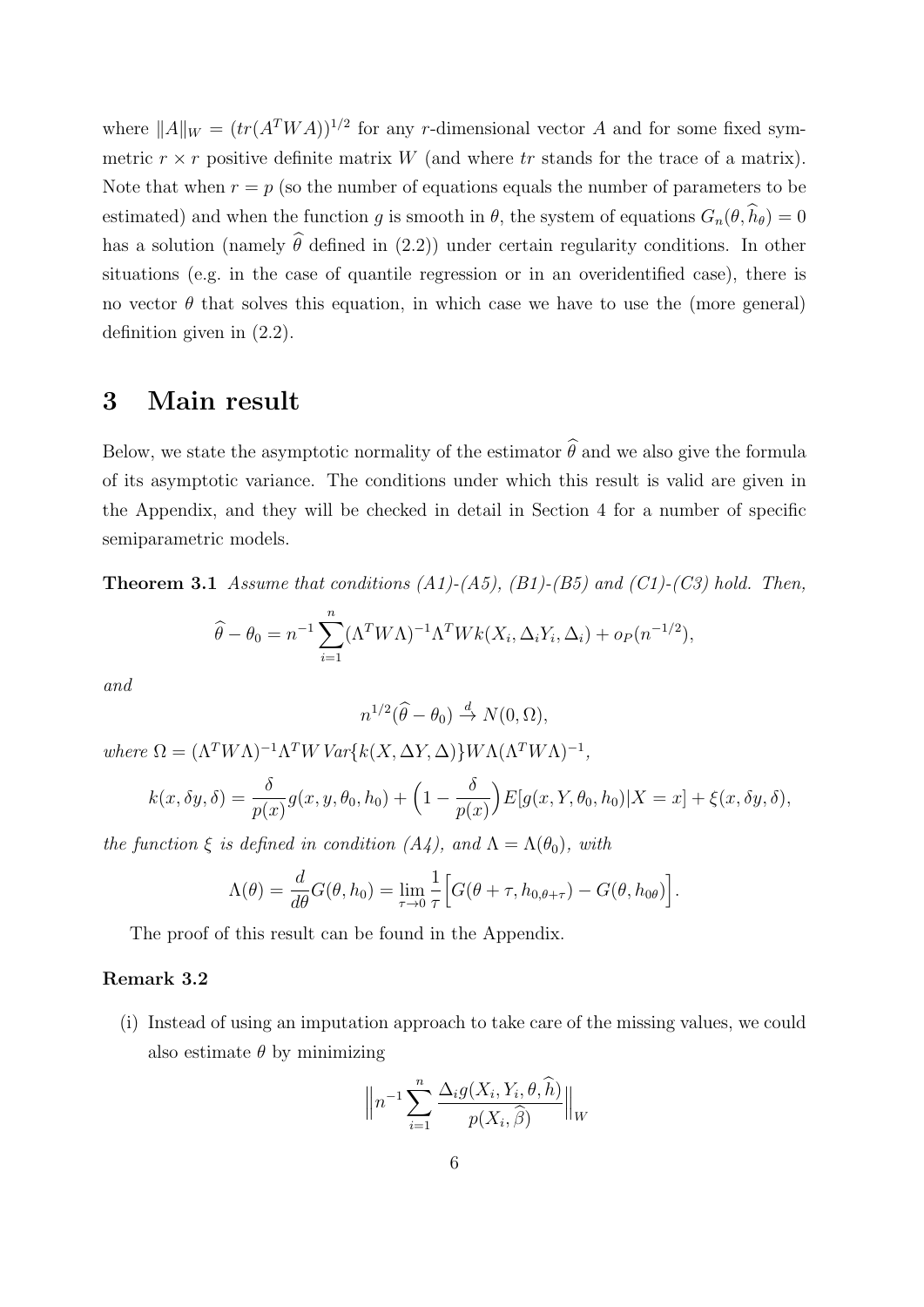where $\|A\|_W = (tr(A^TWA))^{1/2}$ for any $r$-dimensional vector $A$ and for some fixed symmetric $r \times r$ positive definite matrix $W$ (and where $tr$ stands for the trace of a matrix). Note that when $r = p$ (so the number of equations equals the number of parameters to be estimated) and when the function $g$ is smooth in $\theta$, the system of equations $G_n(\theta, \widehat{h}_\theta) = 0$ has a solution (namely $\widehat{\theta}$ defined in (2.2)) under certain regularity conditions. In other situations (e.g. in the case of quantile regression or in an overidentified case), there is no vector $\theta$ that solves this equation, in which case we have to use the (more general) definition given in (2.2).

# 3 Main result

Below, we state the asymptotic normality of the estimator $\widehat{\theta}$ and we also give the formula of its asymptotic variance. The conditions under which this result is valid are given in the Appendix, and they will be checked in detail in Section 4 for a number of specific semiparametric models.

**Theorem 3.1** *Assume that conditions (A1)-(A5), (B1)-(B5) and (C1)-(C3) hold. Then,*

$$\widehat{\theta} - \theta_0 = n^{-1} \sum_{i=1}^{n} (\Lambda^T W \Lambda)^{-1} \Lambda^T W k(X_i, \Delta_i Y_i, \Delta_i) + o_P(n^{-1/2}),$$

*and*

$$n^{1/2}(\widehat{\theta} - \theta_0) \xrightarrow{d} N(0, \Omega),$$

*where* $\Omega = (\Lambda^T W \Lambda)^{-1} \Lambda^T W \, Var\{k(X, \Delta Y, \Delta)\} W \Lambda (\Lambda^T W \Lambda)^{-1}$,

$$k(x, \delta y, \delta) = \frac{\delta}{p(x)} g(x, y, \theta_0, h_0) + \Big(1 - \frac{\delta}{p(x)}\Big) E[g(x, Y, \theta_0, h_0)|X = x] + \xi(x, \delta y, \delta),$$

*the function* $\xi$ *is defined in condition (A4), and* $\Lambda = \Lambda(\theta_0)$, *with*

$$\Lambda(\theta) = \frac{d}{d\theta} G(\theta, h_0) = \lim_{\tau \to 0} \frac{1}{\tau} \Big[ G(\theta + \tau, h_{0,\theta+\tau}) - G(\theta, h_{0\theta}) \Big].$$

The proof of this result can be found in the Appendix.

**Remark 3.2**

(i) Instead of using an imputation approach to take care of the missing values, we could also estimate $\theta$ by minimizing

$$\Big\| n^{-1} \sum_{i=1}^{n} \frac{\Delta_i g(X_i, Y_i, \theta, \widehat{h})}{p(X_i, \widehat{\beta})} \Big\|_W$$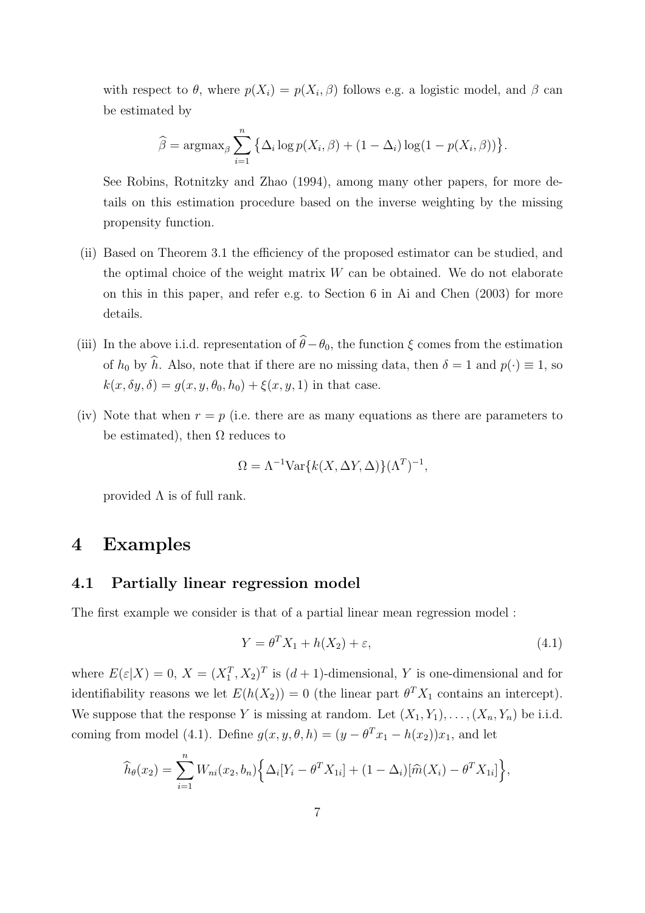with respect to $\theta$, where $p(X_i) = p(X_i, \beta)$ follows e.g. a logistic model, and $\beta$ can be estimated by

$$\widehat{\beta} = \text{argmax}_\beta \sum_{i=1}^n \big\{ \Delta_i \log p(X_i, \beta) + (1 - \Delta_i) \log(1 - p(X_i, \beta)) \big\}.$$

See Robins, Rotnitzky and Zhao (1994), among many other papers, for more details on this estimation procedure based on the inverse weighting by the missing propensity function.

(ii) Based on Theorem 3.1 the efficiency of the proposed estimator can be studied, and the optimal choice of the weight matrix $W$ can be obtained. We do not elaborate on this in this paper, and refer e.g. to Section 6 in Ai and Chen (2003) for more details.

(iii) In the above i.i.d. representation of $\widehat{\theta} - \theta_0$, the function $\xi$ comes from the estimation of $h_0$ by $\widehat{h}$. Also, note that if there are no missing data, then $\delta = 1$ and $p(\cdot) \equiv 1$, so $k(x, \delta y, \delta) = g(x, y, \theta_0, h_0) + \xi(x, y, 1)$ in that case.

(iv) Note that when $r = p$ (i.e. there are as many equations as there are parameters to be estimated), then $\Omega$ reduces to

$$\Omega = \Lambda^{-1} \text{Var}\{k(X, \Delta Y, \Delta)\} (\Lambda^T)^{-1},$$

provided $\Lambda$ is of full rank.

# 4 Examples

## 4.1 Partially linear regression model

The first example we consider is that of a partial linear mean regression model :

$$Y = \theta^T X_1 + h(X_2) + \varepsilon, \tag{4.1}$$

where $E(\varepsilon|X) = 0$, $X = (X_1^T, X_2)^T$ is $(d+1)$-dimensional, $Y$ is one-dimensional and for identifiability reasons we let $E(h(X_2)) = 0$ (the linear part $\theta^T X_1$ contains an intercept). We suppose that the response $Y$ is missing at random. Let $(X_1, Y_1), \ldots, (X_n, Y_n)$ be i.i.d. coming from model (4.1). Define $g(x, y, \theta, h) = (y - \theta^T x_1 - h(x_2)) x_1$, and let

$$\widehat{h}_\theta(x_2) = \sum_{i=1}^n W_{ni}(x_2, b_n) \Big\{ \Delta_i [Y_i - \theta^T X_{1i}] + (1 - \Delta_i)[\widehat{m}(X_i) - \theta^T X_{1i}] \Big\},$$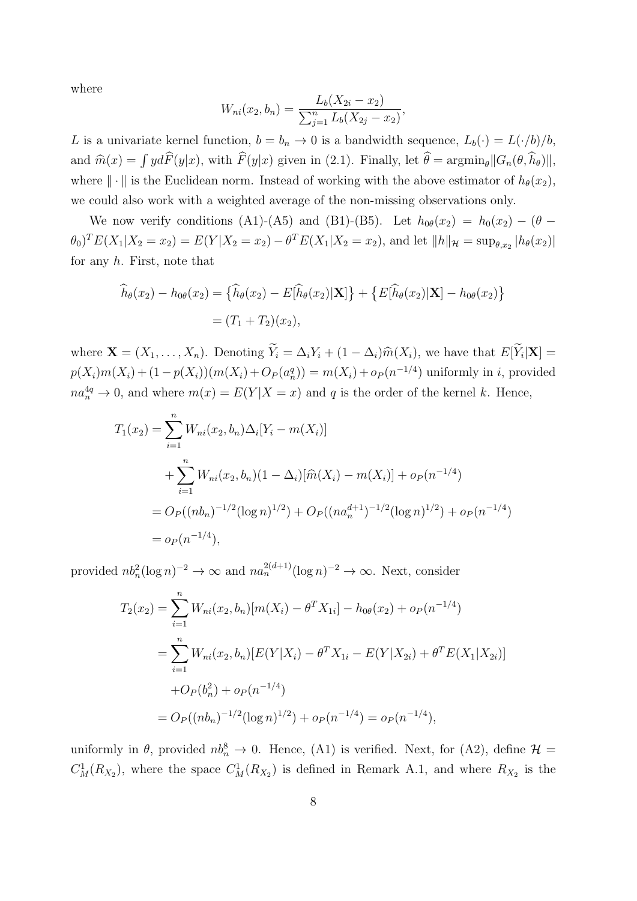where

$$W_{ni}(x_2, b_n) = \frac{L_b(X_{2i} - x_2)}{\sum_{j=1}^n L_b(X_{2j} - x_2)},$$

$L$ is a univariate kernel function, $b = b_n \to 0$ is a bandwidth sequence, $L_b(\cdot) = L(\cdot/b)/b$, and $\widehat{m}(x) = \int y d\widehat{F}(y|x)$, with $\widehat{F}(y|x)$ given in (2.1). Finally, let $\widehat{\theta} = \text{argmin}_\theta \|G_n(\theta, \widehat{h}_\theta)\|$, where $\|\cdot\|$ is the Euclidean norm. Instead of working with the above estimator of $h_\theta(x_2)$, we could also work with a weighted average of the non-missing observations only.

We now verify conditions (A1)-(A5) and (B1)-(B5). Let $h_{0\theta}(x_2) = h_0(x_2) - (\theta - \theta_0)^T E(X_1|X_2 = x_2) = E(Y|X_2 = x_2) - \theta^T E(X_1|X_2 = x_2)$, and let $\|h\|_{\mathcal{H}} = \sup_{\theta, x_2} |h_\theta(x_2)|$ for any $h$. First, note that

$$\begin{aligned}
\widehat{h}_\theta(x_2) - h_{0\theta}(x_2) &= \left\{\widehat{h}_\theta(x_2) - E[\widehat{h}_\theta(x_2)|\mathbf{X}]\right\} + \left\{E[\widehat{h}_\theta(x_2)|\mathbf{X}] - h_{0\theta}(x_2)\right\} \\
&= (T_1 + T_2)(x_2),
\end{aligned}$$

where $\mathbf{X} = (X_1, \ldots, X_n)$. Denoting $\widetilde{Y}_i = \Delta_i Y_i + (1 - \Delta_i)\widehat{m}(X_i)$, we have that $E[\widetilde{Y}_i|\mathbf{X}] = p(X_i)m(X_i) + (1 - p(X_i))(m(X_i) + O_P(a_n^q)) = m(X_i) + o_P(n^{-1/4})$ uniformly in $i$, provided $na_n^{4q} \to 0$, and where $m(x) = E(Y|X = x)$ and $q$ is the order of the kernel $k$. Hence,

$$\begin{aligned}
T_1(x_2) &= \sum_{i=1}^n W_{ni}(x_2, b_n)\Delta_i[Y_i - m(X_i)] \\
&\quad + \sum_{i=1}^n W_{ni}(x_2, b_n)(1 - \Delta_i)[\widehat{m}(X_i) - m(X_i)] + o_P(n^{-1/4}) \\
&= O_P((nb_n)^{-1/2}(\log n)^{1/2}) + O_P((na_n^{d+1})^{-1/2}(\log n)^{1/2}) + o_P(n^{-1/4}) \\
&= o_P(n^{-1/4}),
\end{aligned}$$

provided $nb_n^2(\log n)^{-2} \to \infty$ and $na_n^{2(d+1)}(\log n)^{-2} \to \infty$. Next, consider

$$\begin{aligned}
T_2(x_2) &= \sum_{i=1}^n W_{ni}(x_2, b_n)[m(X_i) - \theta^T X_{1i}] - h_{0\theta}(x_2) + o_P(n^{-1/4}) \\
&= \sum_{i=1}^n W_{ni}(x_2, b_n)[E(Y|X_i) - \theta^T X_{1i} - E(Y|X_{2i}) + \theta^T E(X_1|X_{2i})] \\
&\quad + O_P(b_n^2) + o_P(n^{-1/4}) \\
&= O_P((nb_n)^{-1/2}(\log n)^{1/2}) + o_P(n^{-1/4}) = o_P(n^{-1/4}),
\end{aligned}$$

uniformly in $\theta$, provided $nb_n^8 \to 0$. Hence, (A1) is verified. Next, for (A2), define $\mathcal{H} = C_M^1(R_{X_2})$, where the space $C_M^1(R_{X_2})$ is defined in Remark A.1, and where $R_{X_2}$ is the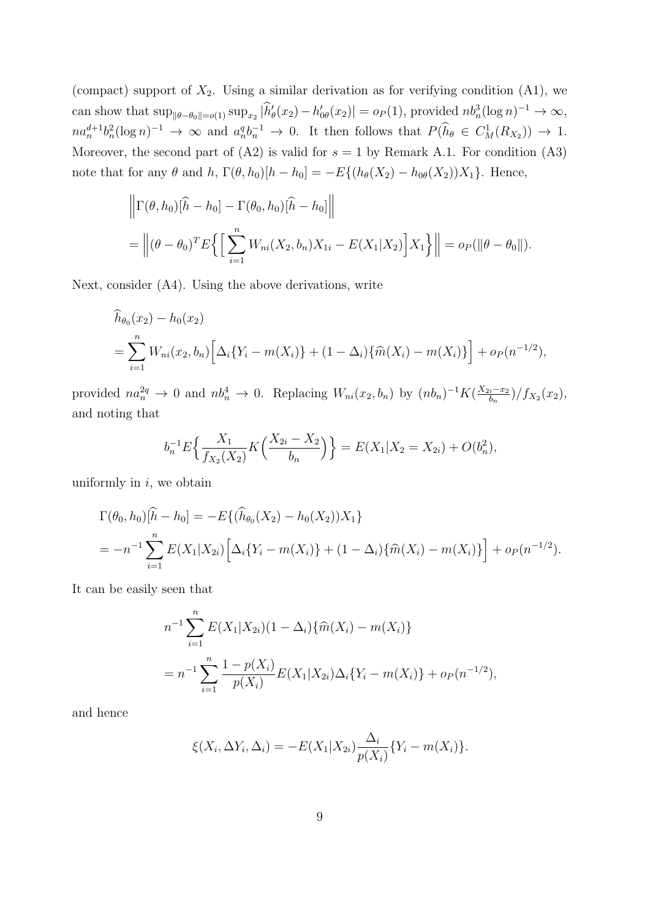(compact) support of $X_2$. Using a similar derivation as for verifying condition (A1), we can show that $\sup_{\|\theta-\theta_0\|=o(1)} \sup_{x_2} |\widehat{h}'_\theta(x_2) - h'_{0\theta}(x_2)| = o_P(1)$, provided $nb_n^3(\log n)^{-1} \to \infty$, $na_n^{d+1}b_n^2(\log n)^{-1} \to \infty$ and $a_n^q b_n^{-1} \to 0$. It then follows that $P(\widehat{h}_\theta \in C_M^1(R_{X_2})) \to 1$. Moreover, the second part of (A2) is valid for $s = 1$ by Remark A.1. For condition (A3) note that for any $\theta$ and $h$, $\Gamma(\theta, h_0)[h - h_0] = -E\{(h_\theta(X_2) - h_{0\theta}(X_2))X_1\}$. Hence,

$$
\begin{aligned}
&\Big\| \Gamma(\theta, h_0)[\widehat{h} - h_0] - \Gamma(\theta_0, h_0)[\widehat{h} - h_0] \Big\| \\
&= \Big\| (\theta - \theta_0)^T E\Big\{ \Big[ \sum_{i=1}^n W_{ni}(X_2, b_n) X_{1i} - E(X_1|X_2) \Big] X_1 \Big\} \Big\| = o_P(\|\theta - \theta_0\|).
\end{aligned}
$$

Next, consider (A4). Using the above derivations, write

$$
\begin{aligned}
&\widehat{h}_{\theta_0}(x_2) - h_0(x_2) \\
&= \sum_{i=1}^n W_{ni}(x_2, b_n) \Big[ \Delta_i \{Y_i - m(X_i)\} + (1 - \Delta_i)\{\widehat{m}(X_i) - m(X_i)\} \Big] + o_P(n^{-1/2}),
\end{aligned}
$$

provided $na_n^{2q} \to 0$ and $nb_n^4 \to 0$. Replacing $W_{ni}(x_2, b_n)$ by $(nb_n)^{-1} K(\frac{X_{2i} - x_2}{b_n}) / f_{X_2}(x_2)$, and noting that

$$
b_n^{-1} E\Big\{ \frac{X_1}{f_{X_2}(X_2)} K\Big( \frac{X_{2i} - X_2}{b_n} \Big) \Big\} = E(X_1 | X_2 = X_{2i}) + O(b_n^2),
$$

uniformly in $i$, we obtain

$$
\begin{aligned}
&\Gamma(\theta_0, h_0)[\widehat{h} - h_0] = -E\{(\widehat{h}_{\theta_0}(X_2) - h_0(X_2))X_1\} \\
&= -n^{-1} \sum_{i=1}^n E(X_1|X_{2i}) \Big[ \Delta_i \{Y_i - m(X_i)\} + (1 - \Delta_i)\{\widehat{m}(X_i) - m(X_i)\} \Big] + o_P(n^{-1/2}).
\end{aligned}
$$

It can be easily seen that

$$
\begin{aligned}
&n^{-1} \sum_{i=1}^n E(X_1|X_{2i})(1 - \Delta_i)\{\widehat{m}(X_i) - m(X_i)\} \\
&= n^{-1} \sum_{i=1}^n \frac{1 - p(X_i)}{p(X_i)} E(X_1|X_{2i}) \Delta_i \{Y_i - m(X_i)\} + o_P(n^{-1/2}),
\end{aligned}
$$

and hence

$$
\xi(X_i, \Delta Y_i, \Delta_i) = -E(X_1|X_{2i}) \frac{\Delta_i}{p(X_i)} \{Y_i - m(X_i)\}.
$$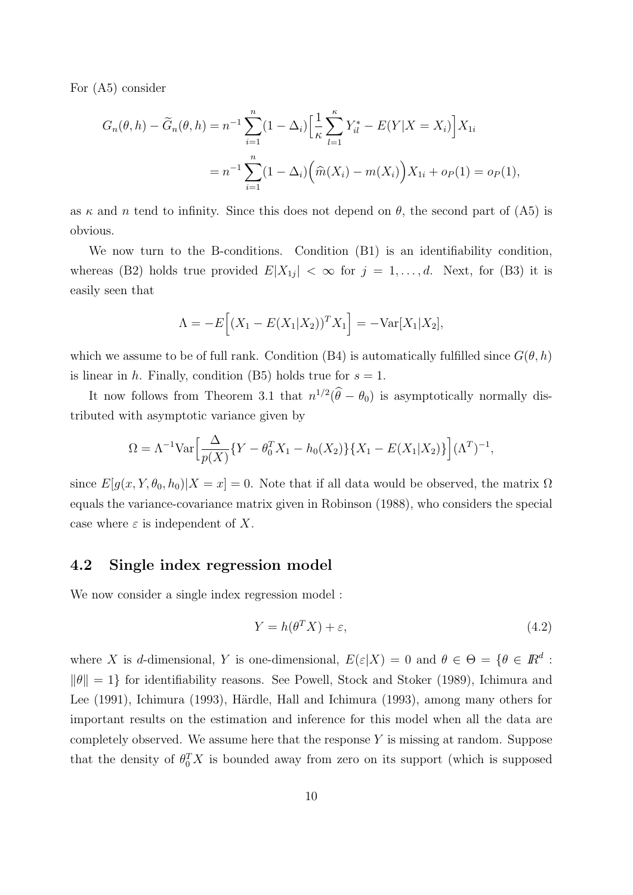For (A5) consider

$$G_n(\theta,h) - \widetilde{G}_n(\theta,h) = n^{-1}\sum_{i=1}^n (1-\Delta_i)\Big[\frac{1}{\kappa}\sum_{l=1}^{\kappa} Y^*_{il} - E(Y|X=X_i)\Big]X_{1i}$$

$$= n^{-1}\sum_{i=1}^n (1-\Delta_i)\Big(\widehat{m}(X_i) - m(X_i)\Big)X_{1i} + o_P(1) = o_P(1),$$

as $\kappa$ and $n$ tend to infinity. Since this does not depend on $\theta$, the second part of (A5) is obvious.

We now turn to the B-conditions. Condition (B1) is an identifiability condition, whereas (B2) holds true provided $E|X_{1j}| < \infty$ for $j = 1, \ldots, d$. Next, for (B3) it is easily seen that

$$\Lambda = -E\Big[(X_1 - E(X_1|X_2))^T X_1\Big] = -\text{Var}[X_1|X_2],$$

which we assume to be of full rank. Condition (B4) is automatically fulfilled since $G(\theta,h)$ is linear in $h$. Finally, condition (B5) holds true for $s = 1$.

It now follows from Theorem 3.1 that $n^{1/2}(\widehat{\theta} - \theta_0)$ is asymptotically normally distributed with asymptotic variance given by

$$\Omega = \Lambda^{-1}\text{Var}\Big[\frac{\Delta}{p(X)}\{Y - \theta_0^T X_1 - h_0(X_2)\}\{X_1 - E(X_1|X_2)\}\Big](\Lambda^T)^{-1},$$

since $E[g(x,Y,\theta_0,h_0)|X=x] = 0$. Note that if all data would be observed, the matrix $\Omega$ equals the variance-covariance matrix given in Robinson (1988), who considers the special case where $\varepsilon$ is independent of $X$.

## 4.2 Single index regression model

We now consider a single index regression model :

$$Y = h(\theta^T X) + \varepsilon, \tag{4.2}$$

where $X$ is $d$-dimensional, $Y$ is one-dimensional, $E(\varepsilon|X) = 0$ and $\theta \in \Theta = \{\theta \in I\!R^d : \|\theta\| = 1\}$ for identifiability reasons. See Powell, Stock and Stoker (1989), Ichimura and Lee (1991), Ichimura (1993), Härdle, Hall and Ichimura (1993), among many others for important results on the estimation and inference for this model when all the data are completely observed. We assume here that the response $Y$ is missing at random. Suppose that the density of $\theta_0^T X$ is bounded away from zero on its support (which is supposed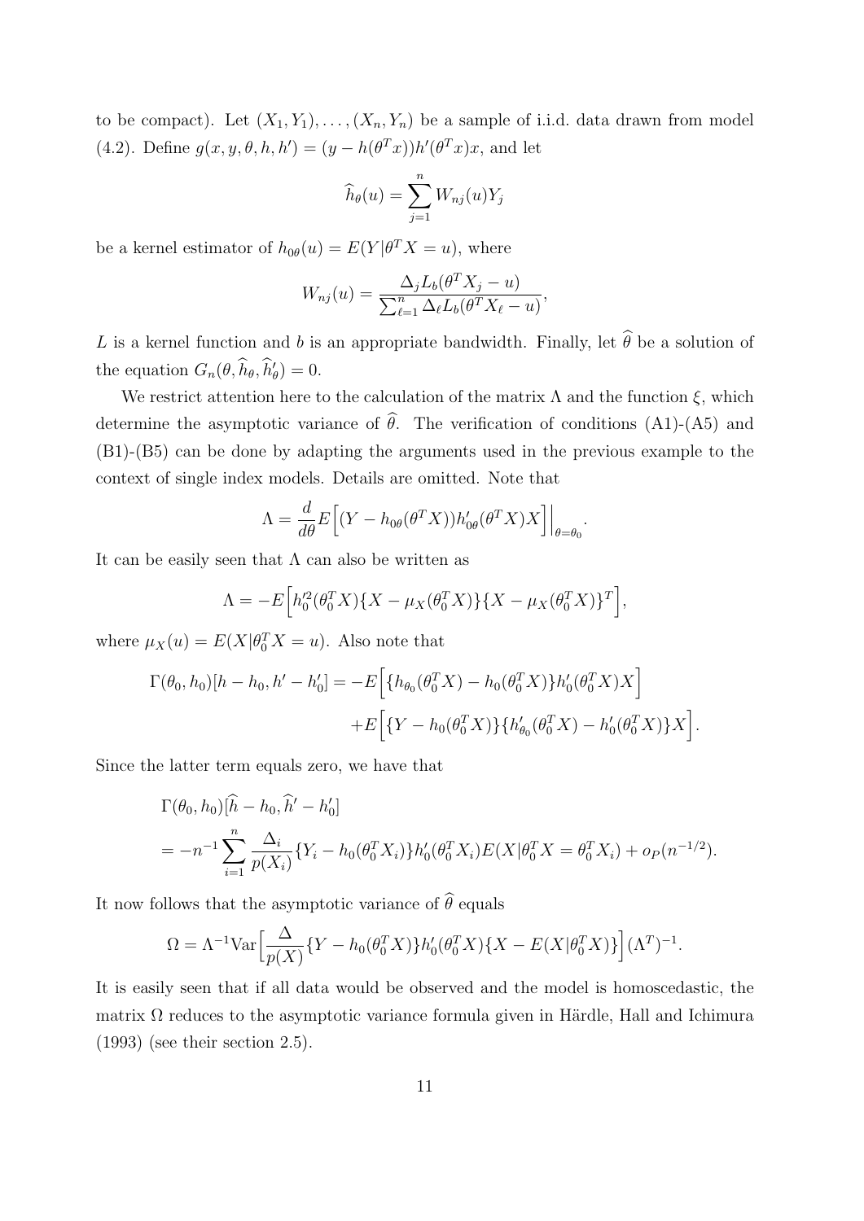to be compact). Let $(X_1, Y_1), \ldots, (X_n, Y_n)$ be a sample of i.i.d. data drawn from model (4.2). Define $g(x, y, \theta, h, h') = (y - h(\theta^T x))h'(\theta^T x)x$, and let

$$\widehat{h}_\theta(u) = \sum_{j=1}^{n} W_{nj}(u) Y_j$$

be a kernel estimator of $h_{0\theta}(u) = E(Y|\theta^T X = u)$, where

$$W_{nj}(u) = \frac{\Delta_j L_b(\theta^T X_j - u)}{\sum_{\ell=1}^{n} \Delta_\ell L_b(\theta^T X_\ell - u)},$$

$L$ is a kernel function and $b$ is an appropriate bandwidth. Finally, let $\widehat{\theta}$ be a solution of the equation $G_n(\theta, \widehat{h}_\theta, \widehat{h}'_\theta) = 0$.

We restrict attention here to the calculation of the matrix $\Lambda$ and the function $\xi$, which determine the asymptotic variance of $\widehat{\theta}$. The verification of conditions (A1)-(A5) and (B1)-(B5) can be done by adapting the arguments used in the previous example to the context of single index models. Details are omitted. Note that

$$\Lambda = \frac{d}{d\theta} E\Big[(Y - h_{0\theta}(\theta^T X))h'_{0\theta}(\theta^T X)X\Big]\Big|_{\theta=\theta_0}.$$

It can be easily seen that $\Lambda$ can also be written as

$$\Lambda = -E\Big[h_0'^2(\theta_0^T X)\{X - \mu_X(\theta_0^T X)\}\{X - \mu_X(\theta_0^T X)\}^T\Big],$$

where $\mu_X(u) = E(X|\theta_0^T X = u)$. Also note that

$$\begin{aligned}\Gamma(\theta_0, h_0)[h - h_0, h' - h'_0] &= -E\Big[\{h_{\theta_0}(\theta_0^T X) - h_0(\theta_0^T X)\}h'_0(\theta_0^T X)X\Big] \\ &\quad + E\Big[\{Y - h_0(\theta_0^T X)\}\{h'_{\theta_0}(\theta_0^T X) - h'_0(\theta_0^T X)\}X\Big].\end{aligned}$$

Since the latter term equals zero, we have that

$$\begin{aligned}&\Gamma(\theta_0, h_0)[\widehat{h} - h_0, \widehat{h}' - h'_0] \\ &= -n^{-1} \sum_{i=1}^{n} \frac{\Delta_i}{p(X_i)}\{Y_i - h_0(\theta_0^T X_i)\}h'_0(\theta_0^T X_i)E(X|\theta_0^T X = \theta_0^T X_i) + o_P(n^{-1/2}).\end{aligned}$$

It now follows that the asymptotic variance of $\widehat{\theta}$ equals

$$\Omega = \Lambda^{-1}\text{Var}\Big[\frac{\Delta}{p(X)}\{Y - h_0(\theta_0^T X)\}h'_0(\theta_0^T X)\{X - E(X|\theta_0^T X)\}\Big](\Lambda^T)^{-1}.$$

It is easily seen that if all data would be observed and the model is homoscedastic, the matrix $\Omega$ reduces to the asymptotic variance formula given in Härdle, Hall and Ichimura (1993) (see their section 2.5).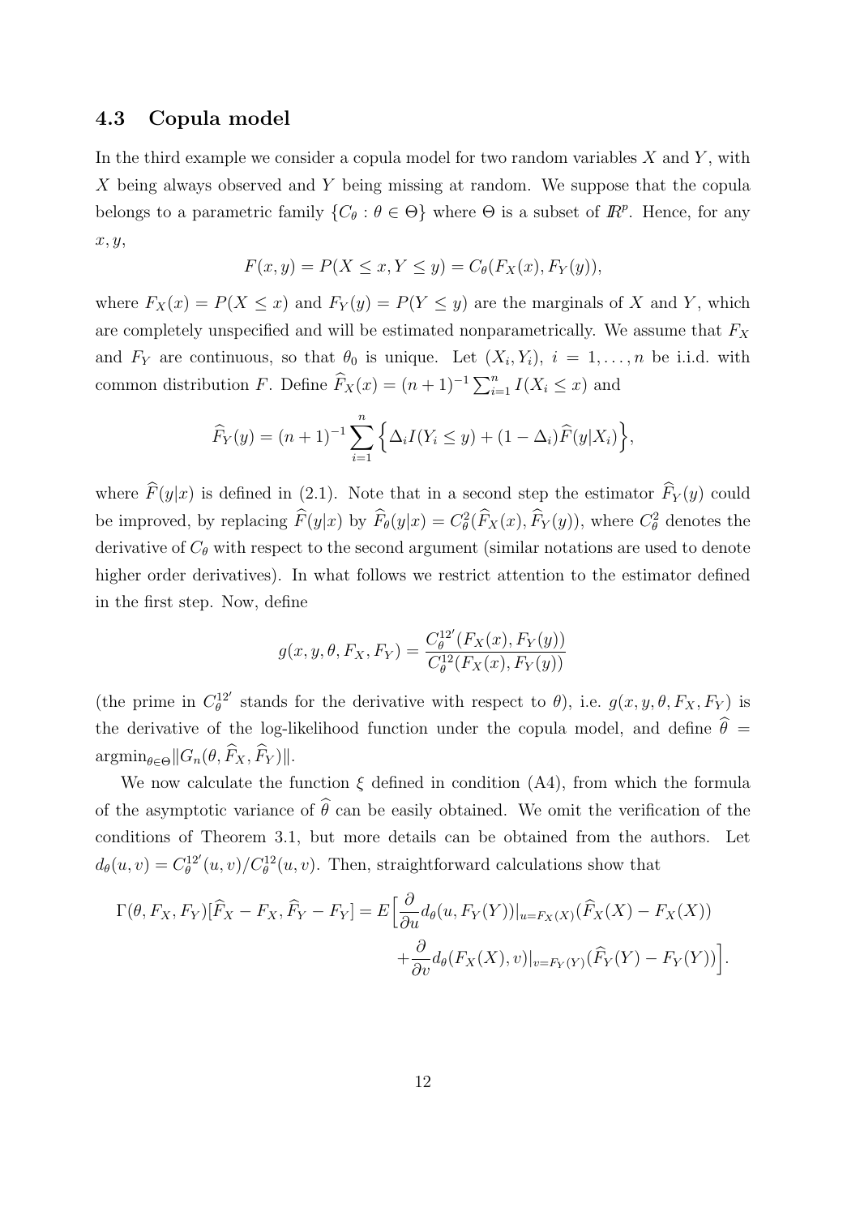### 4.3 Copula model

In the third example we consider a copula model for two random variables $X$ and $Y$, with $X$ being always observed and $Y$ being missing at random. We suppose that the copula belongs to a parametric family $\{C_\theta : \theta \in \Theta\}$ where $\Theta$ is a subset of $I\!R^p$. Hence, for any $x, y$,

$$F(x, y) = P(X \leq x, Y \leq y) = C_\theta(F_X(x), F_Y(y)),$$

where $F_X(x) = P(X \leq x)$ and $F_Y(y) = P(Y \leq y)$ are the marginals of $X$ and $Y$, which are completely unspecified and will be estimated nonparametrically. We assume that $F_X$ and $F_Y$ are continuous, so that $\theta_0$ is unique. Let $(X_i, Y_i)$, $i = 1, \ldots, n$ be i.i.d. with common distribution $F$. Define $\widehat{F}_X(x) = (n+1)^{-1} \sum_{i=1}^n I(X_i \leq x)$ and

$$\widehat{F}_Y(y) = (n+1)^{-1} \sum_{i=1}^n \Big\{ \Delta_i I(Y_i \leq y) + (1 - \Delta_i) \widehat{F}(y|X_i) \Big\},$$

where $\widehat{F}(y|x)$ is defined in (2.1). Note that in a second step the estimator $\widehat{F}_Y(y)$ could be improved, by replacing $\widehat{F}(y|x)$ by $\widehat{F}_\theta(y|x) = C_\theta^2(\widehat{F}_X(x), \widehat{F}_Y(y))$, where $C_\theta^2$ denotes the derivative of $C_\theta$ with respect to the second argument (similar notations are used to denote higher order derivatives). In what follows we restrict attention to the estimator defined in the first step. Now, define

$$g(x, y, \theta, F_X, F_Y) = \frac{C_\theta^{12'}(F_X(x), F_Y(y))}{C_\theta^{12}(F_X(x), F_Y(y))}$$

(the prime in $C_\theta^{12'}$ stands for the derivative with respect to $\theta$), i.e. $g(x, y, \theta, F_X, F_Y)$ is the derivative of the log-likelihood function under the copula model, and define $\widehat{\theta} = \operatorname{argmin}_{\theta \in \Theta} \| G_n(\theta, \widehat{F}_X, \widehat{F}_Y) \|$.

We now calculate the function $\xi$ defined in condition (A4), from which the formula of the asymptotic variance of $\widehat{\theta}$ can be easily obtained. We omit the verification of the conditions of Theorem 3.1, but more details can be obtained from the authors. Let $d_\theta(u, v) = C_\theta^{12'}(u, v) / C_\theta^{12}(u, v)$. Then, straightforward calculations show that

$$\begin{aligned}
\Gamma(\theta, F_X, F_Y)[\widehat{F}_X - F_X, \widehat{F}_Y - F_Y] = E\Big[ & \frac{\partial}{\partial u} d_\theta(u, F_Y(Y))|_{u = F_X(X)} (\widehat{F}_X(X) - F_X(X)) \\
& + \frac{\partial}{\partial v} d_\theta(F_X(X), v)|_{v = F_Y(Y)} (\widehat{F}_Y(Y) - F_Y(Y)) \Big].
\end{aligned}$$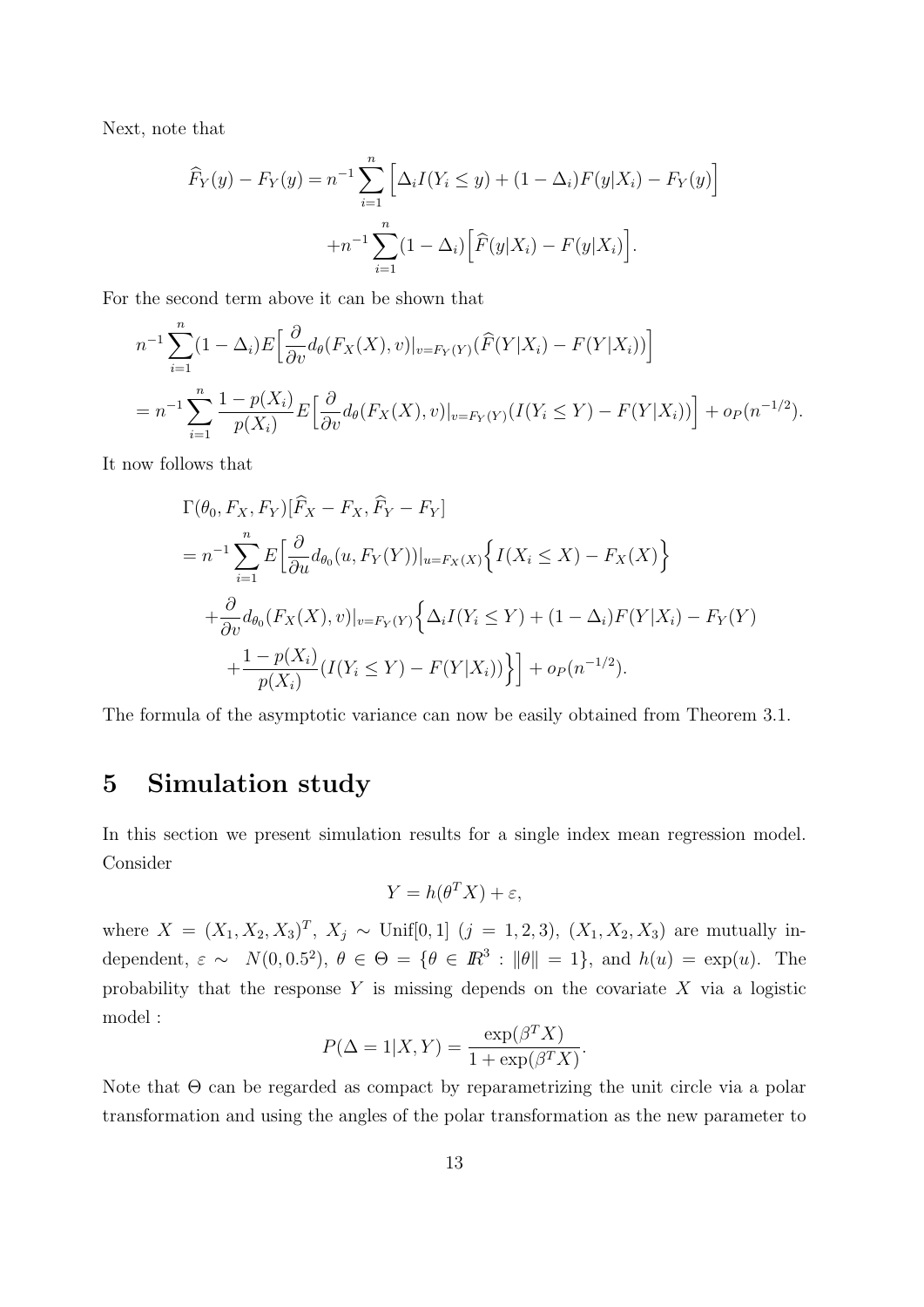Next, note that

$$\widehat{F}_Y(y) - F_Y(y) = n^{-1} \sum_{i=1}^n \Big[ \Delta_i I(Y_i \leq y) + (1-\Delta_i) F(y|X_i) - F_Y(y) \Big] + n^{-1} \sum_{i=1}^n (1-\Delta_i) \Big[ \widehat{F}(y|X_i) - F(y|X_i) \Big].$$

For the second term above it can be shown that

$$\begin{aligned}
& n^{-1} \sum_{i=1}^n (1-\Delta_i) E\Big[ \frac{\partial}{\partial v} d_\theta(F_X(X), v)|_{v=F_Y(Y)} (\widehat{F}(Y|X_i) - F(Y|X_i)) \Big] \\
&= n^{-1} \sum_{i=1}^n \frac{1-p(X_i)}{p(X_i)} E\Big[ \frac{\partial}{\partial v} d_\theta(F_X(X), v)|_{v=F_Y(Y)} (I(Y_i \leq Y) - F(Y|X_i)) \Big] + o_P(n^{-1/2}).
\end{aligned}$$

It now follows that

$$\begin{aligned}
& \Gamma(\theta_0, F_X, F_Y)[\widehat{F}_X - F_X, \widehat{F}_Y - F_Y] \\
&= n^{-1} \sum_{i=1}^n E\Big[ \frac{\partial}{\partial u} d_{\theta_0}(u, F_Y(Y))|_{u=F_X(X)} \Big\{ I(X_i \leq X) - F_X(X) \Big\} \\
&\quad + \frac{\partial}{\partial v} d_{\theta_0}(F_X(X), v)|_{v=F_Y(Y)} \Big\{ \Delta_i I(Y_i \leq Y) + (1-\Delta_i) F(Y|X_i) - F_Y(Y) \\
&\quad + \frac{1-p(X_i)}{p(X_i)} (I(Y_i \leq Y) - F(Y|X_i)) \Big\} \Big] + o_P(n^{-1/2}).
\end{aligned}$$

The formula of the asymptotic variance can now be easily obtained from Theorem 3.1.

# 5 Simulation study

In this section we present simulation results for a single index mean regression model. Consider

$$Y = h(\theta^T X) + \varepsilon,$$

where $X = (X_1, X_2, X_3)^T$, $X_j \sim \text{Unif}[0,1]$ $(j = 1,2,3)$, $(X_1, X_2, X_3)$ are mutually independent, $\varepsilon \sim N(0, 0.5^2)$, $\theta \in \Theta = \{\theta \in I\!R^3 : \|\theta\| = 1\}$, and $h(u) = \exp(u)$. The probability that the response $Y$ is missing depends on the covariate $X$ via a logistic model :

$$P(\Delta = 1|X, Y) = \frac{\exp(\beta^T X)}{1 + \exp(\beta^T X)}.$$

Note that $\Theta$ can be regarded as compact by reparametrizing the unit circle via a polar transformation and using the angles of the polar transformation as the new parameter to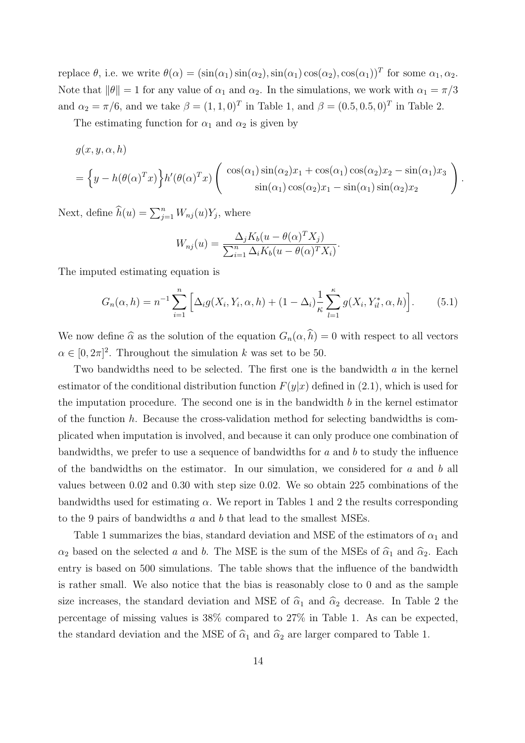replace $\theta$, i.e. we write $\theta(\alpha) = (\sin(\alpha_1)\sin(\alpha_2), \sin(\alpha_1)\cos(\alpha_2), \cos(\alpha_1))^T$ for some $\alpha_1, \alpha_2$. Note that $\|\theta\| = 1$ for any value of $\alpha_1$ and $\alpha_2$. In the simulations, we work with $\alpha_1 = \pi/3$ and $\alpha_2 = \pi/6$, and we take $\beta = (1,1,0)^T$ in Table 1, and $\beta = (0.5, 0.5, 0)^T$ in Table 2.

The estimating function for $\alpha_1$ and $\alpha_2$ is given by

$$
\begin{aligned}
& g(x, y, \alpha, h) \\
&= \Big\{ y - h(\theta(\alpha)^T x) \Big\} h'(\theta(\alpha)^T x) \left( \begin{array}{c} \cos(\alpha_1)\sin(\alpha_2)x_1 + \cos(\alpha_1)\cos(\alpha_2)x_2 - \sin(\alpha_1)x_3 \\ \sin(\alpha_1)\cos(\alpha_2)x_1 - \sin(\alpha_1)\sin(\alpha_2)x_2 \end{array} \right).
\end{aligned}
$$

Next, define $\widehat{h}(u) = \sum_{j=1}^n W_{nj}(u) Y_j$, where

$$
W_{nj}(u) = \frac{\Delta_j K_b(u - \theta(\alpha)^T X_j)}{\sum_{i=1}^n \Delta_i K_b(u - \theta(\alpha)^T X_i)}.
$$

The imputed estimating equation is

$$
G_n(\alpha, h) = n^{-1} \sum_{i=1}^n \Big[ \Delta_i g(X_i, Y_i, \alpha, h) + (1 - \Delta_i) \frac{1}{\kappa} \sum_{l=1}^{\kappa} g(X_i, Y_{il}^*, \alpha, h) \Big]. \qquad (5.1)
$$

We now define $\widehat{\alpha}$ as the solution of the equation $G_n(\alpha, \widehat{h}) = 0$ with respect to all vectors $\alpha \in [0, 2\pi]^2$. Throughout the simulation $k$ was set to be 50.

Two bandwidths need to be selected. The first one is the bandwidth $a$ in the kernel estimator of the conditional distribution function $F(y|x)$ defined in (2.1), which is used for the imputation procedure. The second one is in the bandwidth $b$ in the kernel estimator of the function $h$. Because the cross-validation method for selecting bandwidths is complicated when imputation is involved, and because it can only produce one combination of bandwidths, we prefer to use a sequence of bandwidths for $a$ and $b$ to study the influence of the bandwidths on the estimator. In our simulation, we considered for $a$ and $b$ all values between 0.02 and 0.30 with step size 0.02. We so obtain 225 combinations of the bandwidths used for estimating $\alpha$. We report in Tables 1 and 2 the results corresponding to the 9 pairs of bandwidths $a$ and $b$ that lead to the smallest MSEs.

Table 1 summarizes the bias, standard deviation and MSE of the estimators of $\alpha_1$ and $\alpha_2$ based on the selected $a$ and $b$. The MSE is the sum of the MSEs of $\widehat{\alpha}_1$ and $\widehat{\alpha}_2$. Each entry is based on 500 simulations. The table shows that the influence of the bandwidth is rather small. We also notice that the bias is reasonably close to 0 and as the sample size increases, the standard deviation and MSE of $\widehat{\alpha}_1$ and $\widehat{\alpha}_2$ decrease. In Table 2 the percentage of missing values is 38% compared to 27% in Table 1. As can be expected, the standard deviation and the MSE of $\widehat{\alpha}_1$ and $\widehat{\alpha}_2$ are larger compared to Table 1.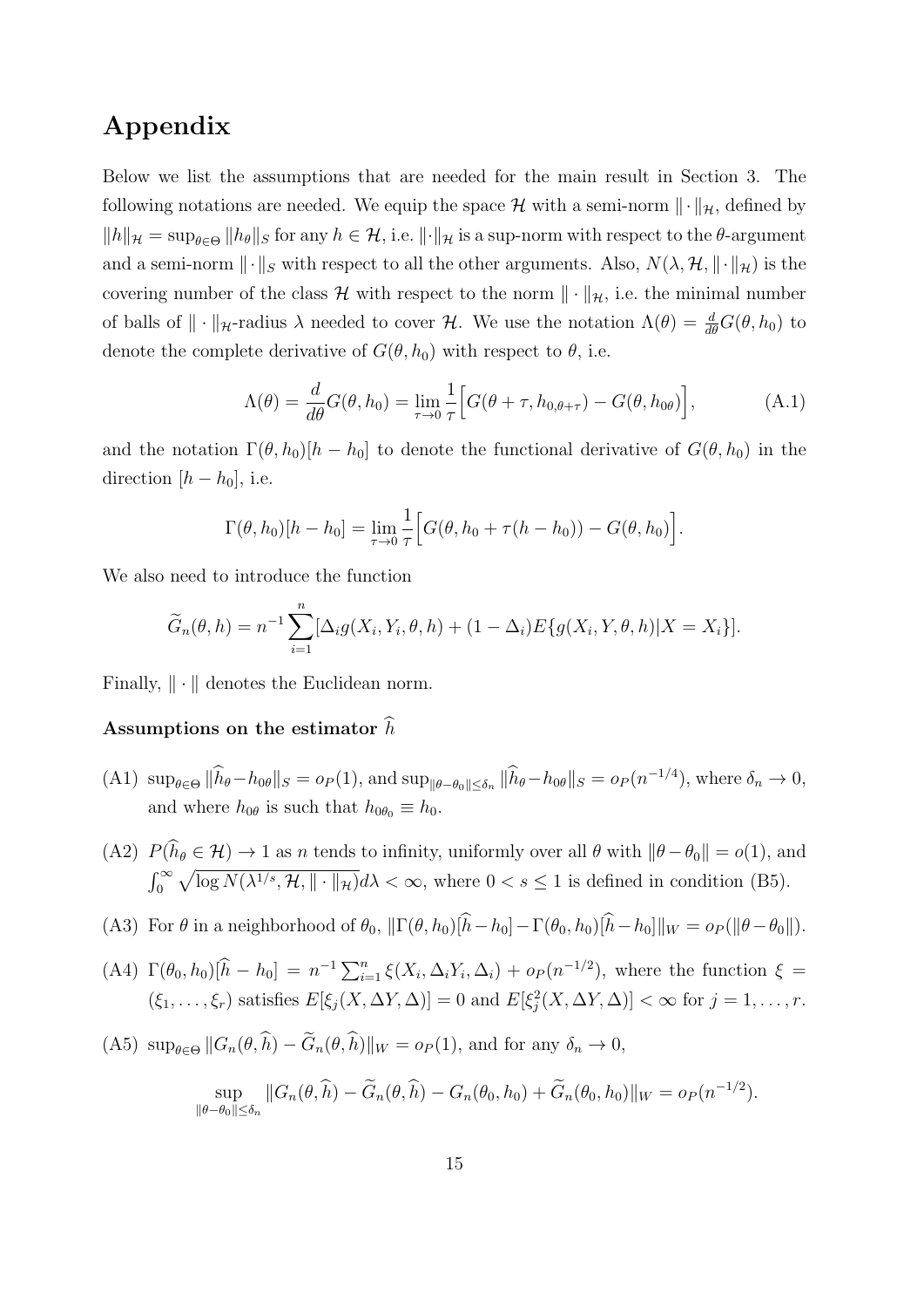# Appendix

Below we list the assumptions that are needed for the main result in Section 3. The following notations are needed. We equip the space $\mathcal{H}$ with a semi-norm $\|\cdot\|_{\mathcal{H}}$, defined by $\|h\|_{\mathcal{H}} = \sup_{\theta\in\Theta} \|h_\theta\|_S$ for any $h \in \mathcal{H}$, i.e. $\|\cdot\|_{\mathcal{H}}$ is a sup-norm with respect to the $\theta$-argument and a semi-norm $\|\cdot\|_S$ with respect to all the other arguments. Also, $N(\lambda, \mathcal{H}, \|\cdot\|_{\mathcal{H}})$ is the covering number of the class $\mathcal{H}$ with respect to the norm $\|\cdot\|_{\mathcal{H}}$, i.e. the minimal number of balls of $\|\cdot\|_{\mathcal{H}}$-radius $\lambda$ needed to cover $\mathcal{H}$. We use the notation $\Lambda(\theta) = \frac{d}{d\theta} G(\theta, h_0)$ to denote the complete derivative of $G(\theta, h_0)$ with respect to $\theta$, i.e.

$$\Lambda(\theta) = \frac{d}{d\theta} G(\theta, h_0) = \lim_{\tau\to 0} \frac{1}{\tau}\Big[G(\theta+\tau, h_{0,\theta+\tau}) - G(\theta, h_{0\theta})\Big], \tag{A.1}$$

and the notation $\Gamma(\theta, h_0)[h - h_0]$ to denote the functional derivative of $G(\theta, h_0)$ in the direction $[h - h_0]$, i.e.

$$\Gamma(\theta, h_0)[h - h_0] = \lim_{\tau\to 0} \frac{1}{\tau}\Big[G(\theta, h_0 + \tau(h - h_0)) - G(\theta, h_0)\Big].$$

We also need to introduce the function

$$\widetilde{G}_n(\theta, h) = n^{-1} \sum_{i=1}^n [\Delta_i g(X_i, Y_i, \theta, h) + (1 - \Delta_i) E\{g(X_i, Y, \theta, h) | X = X_i\}].$$

Finally, $\|\cdot\|$ denotes the Euclidean norm.

### Assumptions on the estimator $\widehat{h}$

(A1) $\sup_{\theta\in\Theta} \|\widehat{h}_\theta - h_{0\theta}\|_S = o_P(1)$, and $\sup_{\|\theta-\theta_0\|\le\delta_n} \|\widehat{h}_\theta - h_{0\theta}\|_S = o_P(n^{-1/4})$, where $\delta_n \to 0$, and where $h_{0\theta}$ is such that $h_{0\theta_0} \equiv h_0$.

(A2) $P(\widehat{h}_\theta \in \mathcal{H}) \to 1$ as $n$ tends to infinity, uniformly over all $\theta$ with $\|\theta - \theta_0\| = o(1)$, and $\int_0^\infty \sqrt{\log N(\lambda^{1/s}, \mathcal{H}, \|\cdot\|_{\mathcal{H}})}\, d\lambda < \infty$, where $0 < s \le 1$ is defined in condition (B5).

(A3) For $\theta$ in a neighborhood of $\theta_0$, $\|\Gamma(\theta, h_0)[\widehat{h} - h_0] - \Gamma(\theta_0, h_0)[\widehat{h} - h_0]\|_W = o_P(\|\theta - \theta_0\|)$.

(A4) $\Gamma(\theta_0, h_0)[\widehat{h} - h_0] = n^{-1} \sum_{i=1}^n \xi(X_i, \Delta_i Y_i, \Delta_i) + o_P(n^{-1/2})$, where the function $\xi = (\xi_1, \ldots, \xi_r)$ satisfies $E[\xi_j(X, \Delta Y, \Delta)] = 0$ and $E[\xi_j^2(X, \Delta Y, \Delta)] < \infty$ for $j = 1, \ldots, r$.

(A5) $\sup_{\theta\in\Theta} \|G_n(\theta, \widehat{h}) - \widetilde{G}_n(\theta, \widehat{h})\|_W = o_P(1)$, and for any $\delta_n \to 0$,

$$\sup_{\|\theta-\theta_0\|\le\delta_n} \|G_n(\theta, \widehat{h}) - \widetilde{G}_n(\theta, \widehat{h}) - G_n(\theta_0, h_0) + \widetilde{G}_n(\theta_0, h_0)\|_W = o_P(n^{-1/2}).$$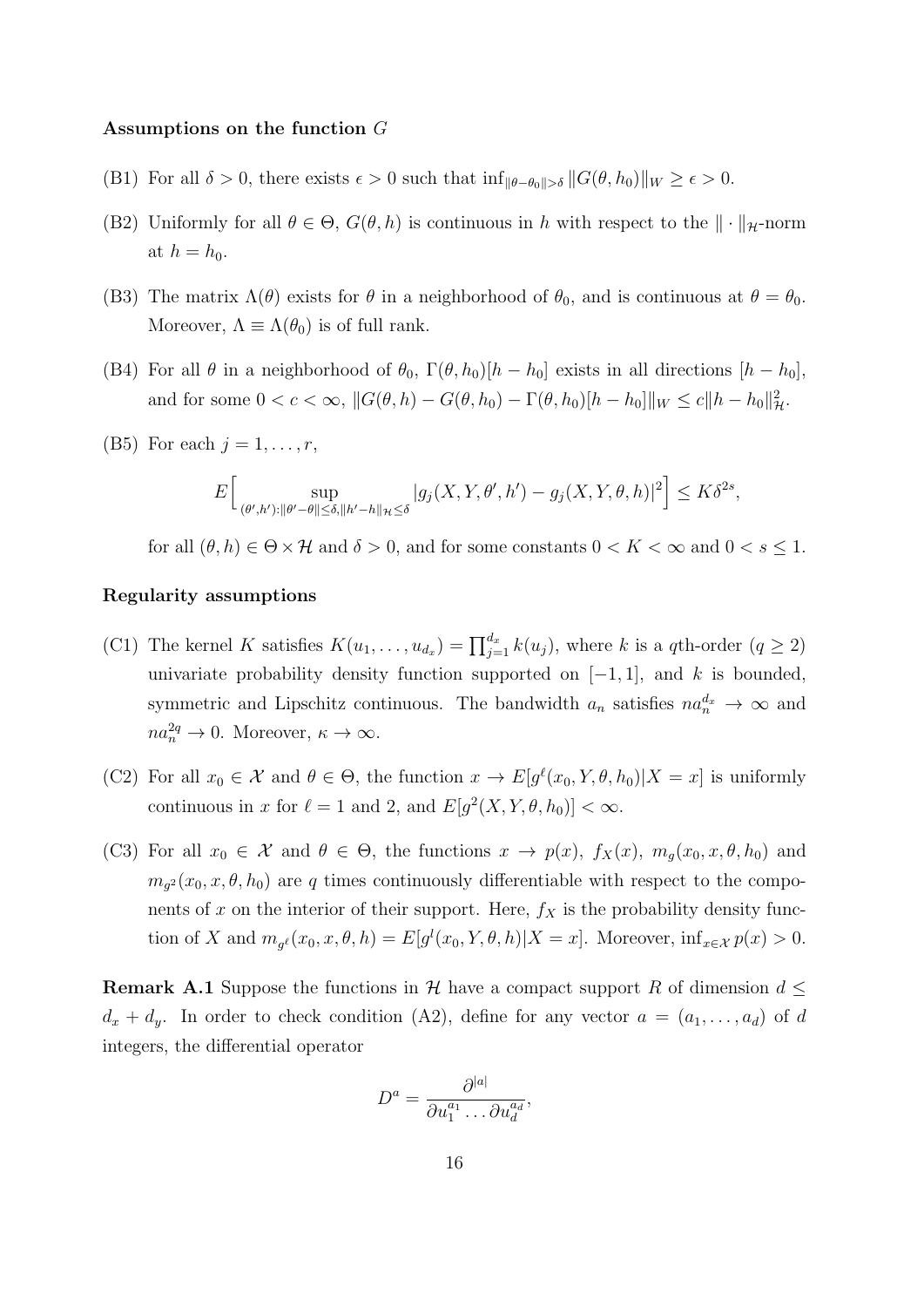**Assumptions on the function $G$**

(B1) For all $\delta > 0$, there exists $\epsilon > 0$ such that $\inf_{\|\theta-\theta_0\|>\delta} \|G(\theta, h_0)\|_W \geq \epsilon > 0$.

(B2) Uniformly for all $\theta \in \Theta$, $G(\theta, h)$ is continuous in $h$ with respect to the $\|\cdot\|_{\mathcal{H}}$-norm at $h = h_0$.

(B3) The matrix $\Lambda(\theta)$ exists for $\theta$ in a neighborhood of $\theta_0$, and is continuous at $\theta = \theta_0$. Moreover, $\Lambda \equiv \Lambda(\theta_0)$ is of full rank.

(B4) For all $\theta$ in a neighborhood of $\theta_0$, $\Gamma(\theta, h_0)[h - h_0]$ exists in all directions $[h - h_0]$, and for some $0 < c < \infty$, $\|G(\theta, h) - G(\theta, h_0) - \Gamma(\theta, h_0)[h - h_0]\|_W \leq c\|h - h_0\|^2_{\mathcal{H}}$.

(B5) For each $j = 1, \ldots, r$,

$$E\Big[\sup_{(\theta',h'):\|\theta'-\theta\|\leq\delta,\|h'-h\|_{\mathcal{H}}\leq\delta} |g_j(X, Y, \theta', h') - g_j(X, Y, \theta, h)|^2\Big] \leq K\delta^{2s},$$

for all $(\theta, h) \in \Theta \times \mathcal{H}$ and $\delta > 0$, and for some constants $0 < K < \infty$ and $0 < s \leq 1$.

**Regularity assumptions**

(C1) The kernel $K$ satisfies $K(u_1, \ldots, u_{d_x}) = \prod_{j=1}^{d_x} k(u_j)$, where $k$ is a $q$th-order ($q \geq 2$) univariate probability density function supported on $[-1, 1]$, and $k$ is bounded, symmetric and Lipschitz continuous. The bandwidth $a_n$ satisfies $na_n^{d_x} \to \infty$ and $na_n^{2q} \to 0$. Moreover, $\kappa \to \infty$.

(C2) For all $x_0 \in \mathcal{X}$ and $\theta \in \Theta$, the function $x \to E[g^\ell(x_0, Y, \theta, h_0)|X = x]$ is uniformly continuous in $x$ for $\ell = 1$ and 2, and $E[g^2(X, Y, \theta, h_0)] < \infty$.

(C3) For all $x_0 \in \mathcal{X}$ and $\theta \in \Theta$, the functions $x \to p(x)$, $f_X(x)$, $m_g(x_0, x, \theta, h_0)$ and $m_{g^2}(x_0, x, \theta, h_0)$ are $q$ times continuously differentiable with respect to the components of $x$ on the interior of their support. Here, $f_X$ is the probability density function of $X$ and $m_{g^\ell}(x_0, x, \theta, h) = E[g^l(x_0, Y, \theta, h)|X = x]$. Moreover, $\inf_{x\in\mathcal{X}} p(x) > 0$.

**Remark A.1** Suppose the functions in $\mathcal{H}$ have a compact support $R$ of dimension $d \leq d_x + d_y$. In order to check condition (A2), define for any vector $a = (a_1, \ldots, a_d)$ of $d$ integers, the differential operator

$$D^a = \frac{\partial^{|a|}}{\partial u_1^{a_1} \ldots \partial u_d^{a_d}},$$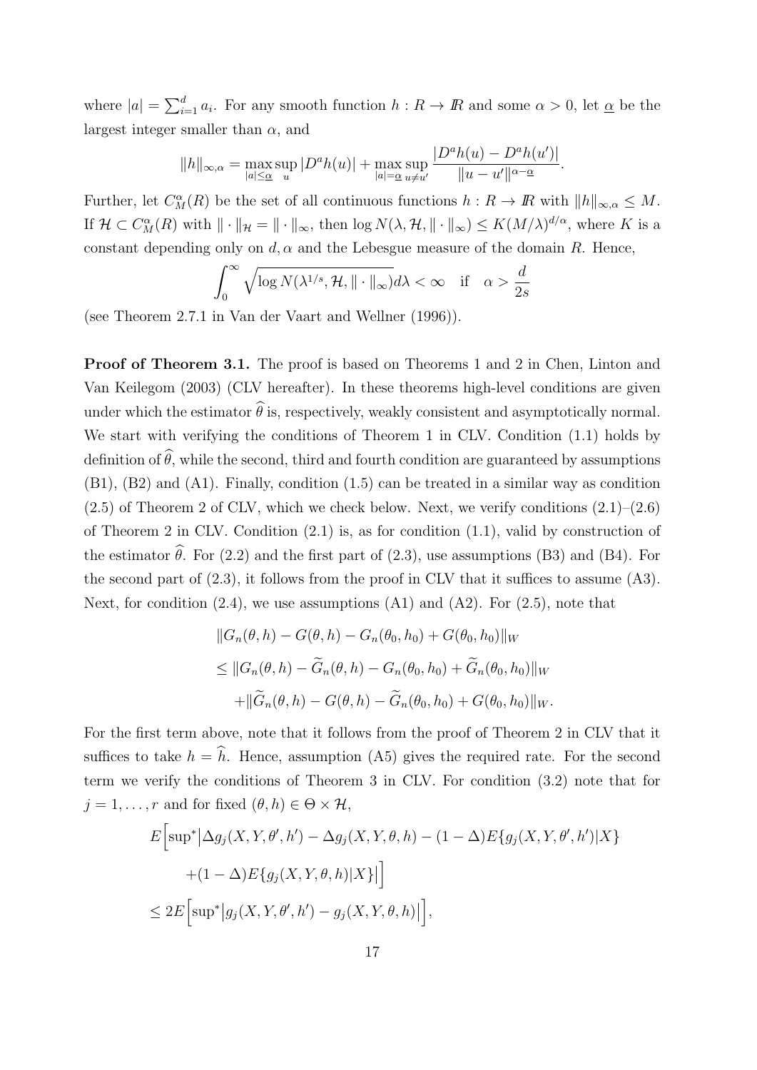where $|a| = \sum_{i=1}^d a_i$. For any smooth function $h : R \to I\!R$ and some $\alpha > 0$, let $\underline{\alpha}$ be the largest integer smaller than $\alpha$, and

$$\|h\|_{\infty,\alpha} = \max_{|a| \leq \underline{\alpha}} \sup_u |D^a h(u)| + \max_{|a| = \underline{\alpha}} \sup_{u \neq u'} \frac{|D^a h(u) - D^a h(u')|}{\|u - u'\|^{\alpha - \underline{\alpha}}}.$$

Further, let $C_M^\alpha(R)$ be the set of all continuous functions $h : R \to I\!R$ with $\|h\|_{\infty,\alpha} \leq M$. If $\mathcal{H} \subset C_M^\alpha(R)$ with $\| \cdot \|_{\mathcal{H}} = \| \cdot \|_\infty$, then $\log N(\lambda, \mathcal{H}, \| \cdot \|_\infty) \leq K(M/\lambda)^{d/\alpha}$, where $K$ is a constant depending only on $d, \alpha$ and the Lebesgue measure of the domain $R$. Hence,

$$\int_0^\infty \sqrt{\log N(\lambda^{1/s}, \mathcal{H}, \| \cdot \|_\infty)} d\lambda < \infty \quad \text{if} \quad \alpha > \frac{d}{2s}$$

(see Theorem 2.7.1 in Van der Vaart and Wellner (1996)).

**Proof of Theorem 3.1.** The proof is based on Theorems 1 and 2 in Chen, Linton and Van Keilegom (2003) (CLV hereafter). In these theorems high-level conditions are given under which the estimator $\widehat{\theta}$ is, respectively, weakly consistent and asymptotically normal. We start with verifying the conditions of Theorem 1 in CLV. Condition (1.1) holds by definition of $\widehat{\theta}$, while the second, third and fourth condition are guaranteed by assumptions (B1), (B2) and (A1). Finally, condition (1.5) can be treated in a similar way as condition (2.5) of Theorem 2 of CLV, which we check below. Next, we verify conditions (2.1)–(2.6) of Theorem 2 in CLV. Condition (2.1) is, as for condition (1.1), valid by construction of the estimator $\widehat{\theta}$. For (2.2) and the first part of (2.3), use assumptions (B3) and (B4). For the second part of (2.3), it follows from the proof in CLV that it suffices to assume (A3). Next, for condition (2.4), we use assumptions (A1) and (A2). For (2.5), note that

$$\begin{aligned}
&\|G_n(\theta, h) - G(\theta, h) - G_n(\theta_0, h_0) + G(\theta_0, h_0)\|_W \\
&\leq \|G_n(\theta, h) - \widetilde{G}_n(\theta, h) - G_n(\theta_0, h_0) + \widetilde{G}_n(\theta_0, h_0)\|_W \\
&\quad + \|\widetilde{G}_n(\theta, h) - G(\theta, h) - \widetilde{G}_n(\theta_0, h_0) + G(\theta_0, h_0)\|_W.
\end{aligned}$$

For the first term above, note that it follows from the proof of Theorem 2 in CLV that it suffices to take $h = \widehat{h}$. Hence, assumption (A5) gives the required rate. For the second term we verify the conditions of Theorem 3 in CLV. For condition (3.2) note that for $j = 1, \ldots, r$ and for fixed $(\theta, h) \in \Theta \times \mathcal{H}$,

$$\begin{aligned}
&E\Big[\sup{}^*\big|\Delta g_j(X, Y, \theta', h') - \Delta g_j(X, Y, \theta, h) - (1 - \Delta)E\{g_j(X, Y, \theta', h')|X\} \\
&\quad + (1 - \Delta)E\{g_j(X, Y, \theta, h)|X\}\big|\Big] \\
&\leq 2E\Big[\sup{}^*\big|g_j(X, Y, \theta', h') - g_j(X, Y, \theta, h)\big|\Big],
\end{aligned}$$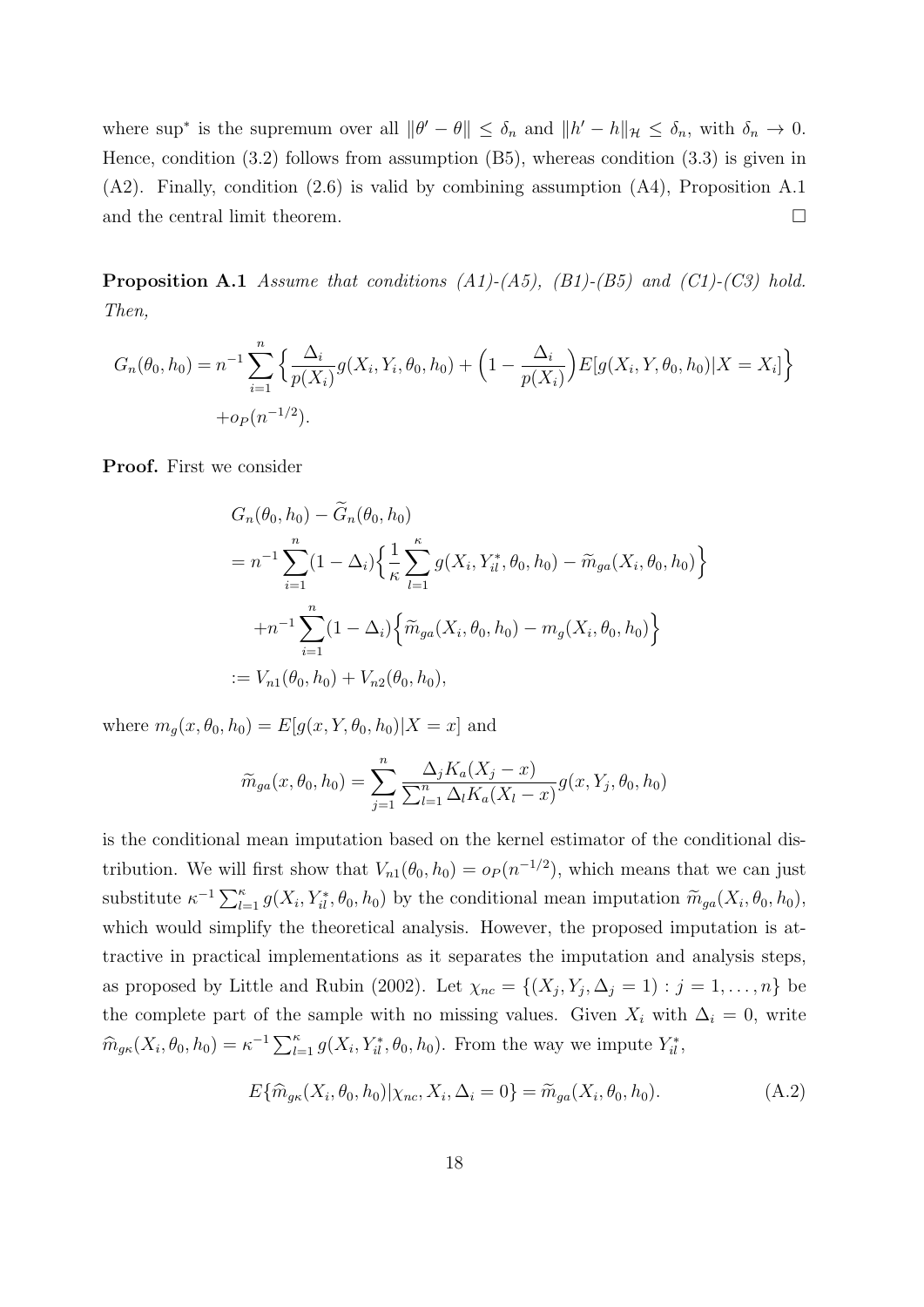where $\sup^*$ is the supremum over all $\|\theta' - \theta\| \leq \delta_n$ and $\|h' - h\|_{\mathcal{H}} \leq \delta_n$, with $\delta_n \to 0$. Hence, condition (3.2) follows from assumption (B5), whereas condition (3.3) is given in (A2). Finally, condition (2.6) is valid by combining assumption (A4), Proposition A.1 and the central limit theorem. $\square$

**Proposition A.1** *Assume that conditions (A1)-(A5), (B1)-(B5) and (C1)-(C3) hold. Then,*

$$G_n(\theta_0, h_0) = n^{-1} \sum_{i=1}^n \Big\{ \frac{\Delta_i}{p(X_i)} g(X_i, Y_i, \theta_0, h_0) + \Big(1 - \frac{\Delta_i}{p(X_i)}\Big) E[g(X_i, Y, \theta_0, h_0)|X = X_i] \Big\}$$
$$+ o_P(n^{-1/2}).$$

**Proof.** First we consider

$$\begin{aligned}
& G_n(\theta_0, h_0) - \widetilde{G}_n(\theta_0, h_0) \\
&= n^{-1} \sum_{i=1}^n (1 - \Delta_i) \Big\{ \frac{1}{\kappa} \sum_{l=1}^{\kappa} g(X_i, Y_{il}^*, \theta_0, h_0) - \widetilde{m}_{ga}(X_i, \theta_0, h_0) \Big\} \\
&\quad + n^{-1} \sum_{i=1}^n (1 - \Delta_i) \Big\{ \widetilde{m}_{ga}(X_i, \theta_0, h_0) - m_g(X_i, \theta_0, h_0) \Big\} \\
&:= V_{n1}(\theta_0, h_0) + V_{n2}(\theta_0, h_0),
\end{aligned}$$

where $m_g(x, \theta_0, h_0) = E[g(x, Y, \theta_0, h_0)|X = x]$ and

$$\widetilde{m}_{ga}(x, \theta_0, h_0) = \sum_{j=1}^n \frac{\Delta_j K_a(X_j - x)}{\sum_{l=1}^n \Delta_l K_a(X_l - x)} g(x, Y_j, \theta_0, h_0)$$

is the conditional mean imputation based on the kernel estimator of the conditional distribution. We will first show that $V_{n1}(\theta_0, h_0) = o_P(n^{-1/2})$, which means that we can just substitute $\kappa^{-1} \sum_{l=1}^{\kappa} g(X_i, Y_{il}^*, \theta_0, h_0)$ by the conditional mean imputation $\widetilde{m}_{ga}(X_i, \theta_0, h_0)$, which would simplify the theoretical analysis. However, the proposed imputation is attractive in practical implementations as it separates the imputation and analysis steps, as proposed by Little and Rubin (2002). Let $\chi_{nc} = \{(X_j, Y_j, \Delta_j = 1) : j = 1, \ldots, n\}$ be the complete part of the sample with no missing values. Given $X_i$ with $\Delta_i = 0$, write $\widehat{m}_{g\kappa}(X_i, \theta_0, h_0) = \kappa^{-1} \sum_{l=1}^{\kappa} g(X_i, Y_{il}^*, \theta_0, h_0)$. From the way we impute $Y_{il}^*$,

$$E\{\widehat{m}_{g\kappa}(X_i, \theta_0, h_0)|\chi_{nc}, X_i, \Delta_i = 0\} = \widetilde{m}_{ga}(X_i, \theta_0, h_0). \tag{A.2}$$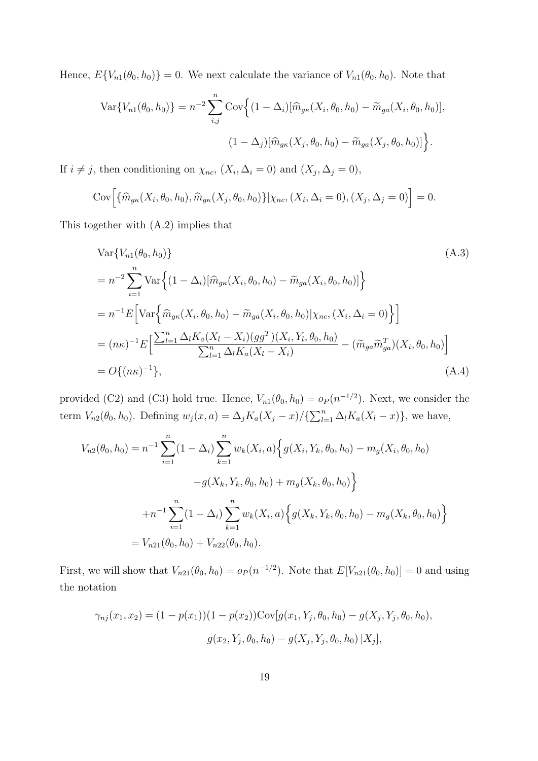Hence, $E\{V_{n1}(\theta_0, h_0)\} = 0$. We next calculate the variance of $V_{n1}(\theta_0, h_0)$. Note that

$$
\begin{aligned}
\mathrm{Var}\{V_{n1}(\theta_0, h_0)\} = n^{-2} \sum_{i,j}^{n} \mathrm{Cov}\Big\{ & (1-\Delta_i)[\widehat{m}_{g\kappa}(X_i, \theta_0, h_0) - \widetilde{m}_{ga}(X_i, \theta_0, h_0)], \\
& (1-\Delta_j)[\widehat{m}_{g\kappa}(X_j, \theta_0, h_0) - \widetilde{m}_{ga}(X_j, \theta_0, h_0)]\Big\}.
\end{aligned}
$$

If $i \neq j$, then conditioning on $\chi_{nc}$, $(X_i, \Delta_i = 0)$ and $(X_j, \Delta_j = 0)$,

$$
\mathrm{Cov}\Big[\{\widehat{m}_{g\kappa}(X_i, \theta_0, h_0), \widehat{m}_{g\kappa}(X_j, \theta_0, h_0)\} | \chi_{nc}, (X_i, \Delta_i = 0), (X_j, \Delta_j = 0)\Big] = 0.
$$

This together with (A.2) implies that

$$
\begin{aligned}
& \mathrm{Var}\{V_{n1}(\theta_0, h_0)\} \qquad \text{(A.3)} \\
&= n^{-2} \sum_{i=1}^{n} \mathrm{Var}\Big\{(1-\Delta_i)[\widehat{m}_{g\kappa}(X_i, \theta_0, h_0) - \widetilde{m}_{ga}(X_i, \theta_0, h_0)]\Big\} \\
&= n^{-1} E\Big[\mathrm{Var}\Big\{\widehat{m}_{g\kappa}(X_i, \theta_0, h_0) - \widetilde{m}_{ga}(X_i, \theta_0, h_0) | \chi_{nc}, (X_i, \Delta_i = 0)\Big\}\Big] \\
&= (n\kappa)^{-1} E\Big[\frac{\sum_{l=1}^{n} \Delta_l K_a(X_l - X_i)(gg^T)(X_i, Y_l, \theta_0, h_0)}{\sum_{l=1}^{n} \Delta_l K_a(X_l - X_i)} - (\widetilde{m}_{ga}\widetilde{m}_{ga}^T)(X_i, \theta_0, h_0)\Big] \\
&= O\{(n\kappa)^{-1}\}, \qquad \text{(A.4)}
\end{aligned}
$$

provided (C2) and (C3) hold true. Hence, $V_{n1}(\theta_0, h_0) = o_P(n^{-1/2})$. Next, we consider the term $V_{n2}(\theta_0, h_0)$. Defining $w_j(x, a) = \Delta_j K_a(X_j - x)/\{\sum_{l=1}^{n} \Delta_l K_a(X_l - x)\}$, we have,

$$
\begin{aligned}
V_{n2}(\theta_0, h_0) &= n^{-1} \sum_{i=1}^{n} (1-\Delta_i) \sum_{k=1}^{n} w_k(X_i, a)\Big\{g(X_i, Y_k, \theta_0, h_0) - m_g(X_i, \theta_0, h_0) \\
&\qquad -g(X_k, Y_k, \theta_0, h_0) + m_g(X_k, \theta_0, h_0)\Big\} \\
&\quad + n^{-1} \sum_{i=1}^{n} (1-\Delta_i) \sum_{k=1}^{n} w_k(X_i, a)\Big\{g(X_k, Y_k, \theta_0, h_0) - m_g(X_k, \theta_0, h_0)\Big\} \\
&= V_{n21}(\theta_0, h_0) + V_{n22}(\theta_0, h_0).
\end{aligned}
$$

First, we will show that $V_{n21}(\theta_0, h_0) = o_P(n^{-1/2})$. Note that $E[V_{n21}(\theta_0, h_0)] = 0$ and using the notation

$$
\begin{aligned}
\gamma_{nj}(x_1, x_2) = (1-p(x_1))(1-p(x_2))\mathrm{Cov}[ & g(x_1, Y_j, \theta_0, h_0) - g(X_j, Y_j, \theta_0, h_0), \\
& g(x_2, Y_j, \theta_0, h_0) - g(X_j, Y_j, \theta_0, h_0) \,|X_j],
\end{aligned}
$$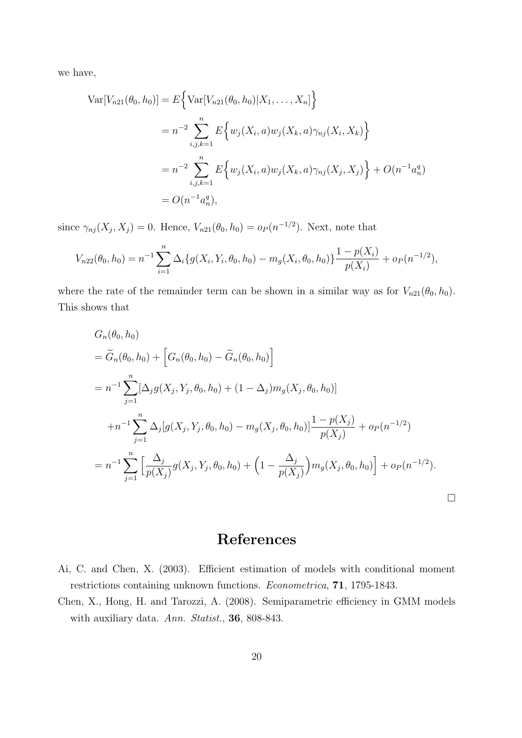we have,

$$
\begin{aligned}
\mathrm{Var}[V_{n21}(\theta_0,h_0)] &= E\Big\{\mathrm{Var}[V_{n21}(\theta_0,h_0)|X_1,\ldots,X_n]\Big\} \\
&= n^{-2}\sum_{i,j,k=1}^{n} E\Big\{w_j(X_i,a)w_j(X_k,a)\gamma_{nj}(X_i,X_k)\Big\} \\
&= n^{-2}\sum_{i,j,k=1}^{n} E\Big\{w_j(X_i,a)w_j(X_k,a)\gamma_{nj}(X_j,X_j)\Big\} + O(n^{-1}a_n^q) \\
&= O(n^{-1}a_n^q),
\end{aligned}
$$

since $\gamma_{nj}(X_j,X_j)=0$. Hence, $V_{n21}(\theta_0,h_0)=o_P(n^{-1/2})$. Next, note that

$$
V_{n22}(\theta_0,h_0) = n^{-1}\sum_{i=1}^{n}\Delta_i\{g(X_i,Y_i,\theta_0,h_0)-m_g(X_i,\theta_0,h_0)\}\frac{1-p(X_i)}{p(X_i)} + o_P(n^{-1/2}),
$$

where the rate of the remainder term can be shown in a similar way as for $V_{n21}(\theta_0,h_0)$. This shows that

$$
\begin{aligned}
& G_n(\theta_0,h_0) \\
&= \widetilde{G}_n(\theta_0,h_0) + \Big[G_n(\theta_0,h_0)-\widetilde{G}_n(\theta_0,h_0)\Big] \\
&= n^{-1}\sum_{j=1}^{n}[\Delta_j g(X_j,Y_j,\theta_0,h_0)+(1-\Delta_j)m_g(X_j,\theta_0,h_0)] \\
&\quad + n^{-1}\sum_{j=1}^{n}\Delta_j[g(X_j,Y_j,\theta_0,h_0)-m_g(X_j,\theta_0,h_0)]\frac{1-p(X_j)}{p(X_j)} + o_P(n^{-1/2}) \\
&= n^{-1}\sum_{j=1}^{n}\Big[\frac{\Delta_j}{p(X_j)}g(X_j,Y_j,\theta_0,h_0)+\Big(1-\frac{\Delta_j}{p(X_j)}\Big)m_g(X_j,\theta_0,h_0)\Big] + o_P(n^{-1/2}).
\end{aligned}
$$

□

# References

Ai, C. and Chen, X. (2003). Efficient estimation of models with conditional moment restrictions containing unknown functions. *Econometrica*, **71**, 1795-1843.

Chen, X., Hong, H. and Tarozzi, A. (2008). Semiparametric efficiency in GMM models with auxiliary data. *Ann. Statist.*, **36**, 808-843.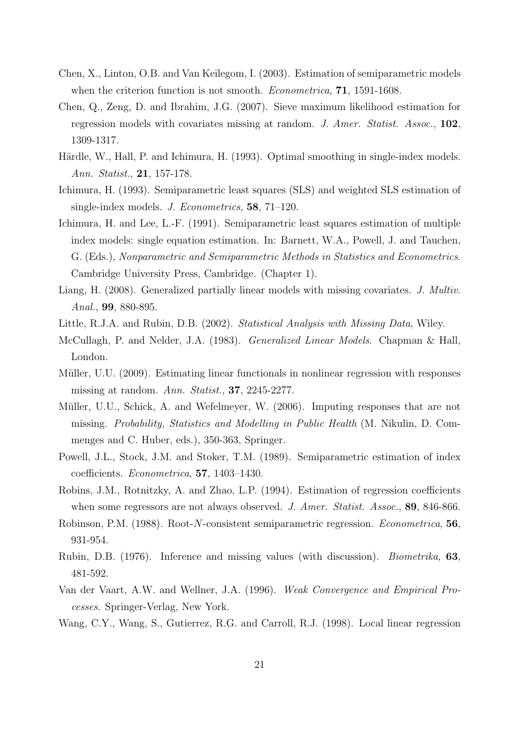Chen, X., Linton, O.B. and Van Keilegom, I. (2003). Estimation of semiparametric models when the criterion function is not smooth. *Econometrica*, **71**, 1591-1608.

Chen, Q., Zeng, D. and Ibrahim, J.G. (2007). Sieve maximum likelihood estimation for regression models with covariates missing at random. *J. Amer. Statist. Assoc.*, **102**, 1309-1317.

Härdle, W., Hall, P. and Ichimura, H. (1993). Optimal smoothing in single-index models. *Ann. Statist.*, **21**, 157-178.

Ichimura, H. (1993). Semiparametric least squares (SLS) and weighted SLS estimation of single-index models. *J. Econometrics*, **58**, 71–120.

Ichimura, H. and Lee, L.-F. (1991). Semiparametric least squares estimation of multiple index models: single equation estimation. In: Barnett, W.A., Powell, J. and Tauchen, G. (Eds.), *Nonparametric and Semiparametric Methods in Statistics and Econometrics*. Cambridge University Press, Cambridge. (Chapter 1).

Liang, H. (2008). Generalized partially linear models with missing covariates. *J. Multiv. Anal.*, **99**, 880-895.

Little, R.J.A. and Rubin, D.B. (2002). *Statistical Analysis with Missing Data*, Wiley.

McCullagh, P. and Nelder, J.A. (1983). *Generalized Linear Models*. Chapman & Hall, London.

Müller, U.U. (2009). Estimating linear functionals in nonlinear regression with responses missing at random. *Ann. Statist.*, **37**, 2245-2277.

Müller, U.U., Schick, A. and Wefelmeyer, W. (2006). Imputing responses that are not missing. *Probability, Statistics and Modelling in Public Health* (M. Nikulin, D. Commenges and C. Huber, eds.), 350-363, Springer.

Powell, J.L., Stock, J.M. and Stoker, T.M. (1989). Semiparametric estimation of index coefficients. *Econometrica*, **57**, 1403–1430.

Robins, J.M., Rotnitzky, A. and Zhao, L.P. (1994). Estimation of regression coefficients when some regressors are not always observed. *J. Amer. Statist. Assoc.*, **89**, 846-866.

Robinson, P.M. (1988). Root-$N$-consistent semiparametric regression. *Econometrica*, **56**, 931-954.

Rubin, D.B. (1976). Inference and missing values (with discussion). *Biometrika*, **63**, 481-592.

Van der Vaart, A.W. and Wellner, J.A. (1996). *Weak Convergence and Empirical Processes*. Springer-Verlag, New York.

Wang, C.Y., Wang, S., Gutierrez, R.G. and Carroll, R.J. (1998). Local linear regression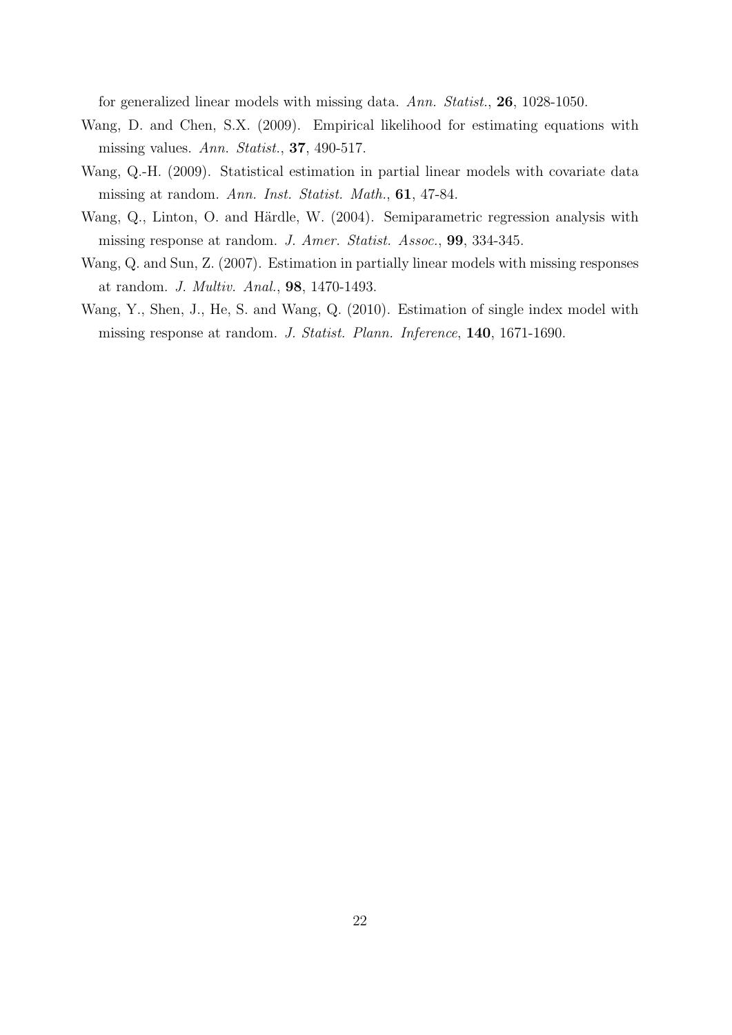for generalized linear models with missing data. *Ann. Statist.*, **26**, 1028-1050.

Wang, D. and Chen, S.X. (2009). Empirical likelihood for estimating equations with missing values. *Ann. Statist.*, **37**, 490-517.

Wang, Q.-H. (2009). Statistical estimation in partial linear models with covariate data missing at random. *Ann. Inst. Statist. Math.*, **61**, 47-84.

Wang, Q., Linton, O. and Härdle, W. (2004). Semiparametric regression analysis with missing response at random. *J. Amer. Statist. Assoc.*, **99**, 334-345.

Wang, Q. and Sun, Z. (2007). Estimation in partially linear models with missing responses at random. *J. Multiv. Anal.*, **98**, 1470-1493.

Wang, Y., Shen, J., He, S. and Wang, Q. (2010). Estimation of single index model with missing response at random. *J. Statist. Plann. Inference*, **140**, 1671-1690.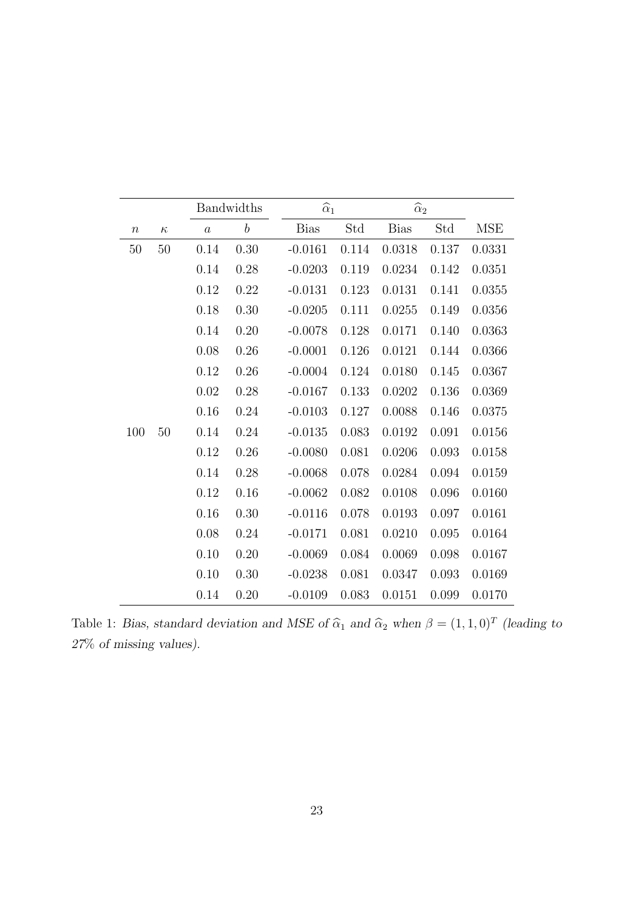| | | Bandwidths | | $\widehat{\alpha}_1$ | | $\widehat{\alpha}_2$ | | |
|---|---|---|---|---|---|---|---|---|
| $n$ | $\kappa$ | $a$ | $b$ | Bias | Std | Bias | Std | MSE |
| 50 | 50 | 0.14 | 0.30 | -0.0161 | 0.114 | 0.0318 | 0.137 | 0.0331 |
| | | 0.14 | 0.28 | -0.0203 | 0.119 | 0.0234 | 0.142 | 0.0351 |
| | | 0.12 | 0.22 | -0.0131 | 0.123 | 0.0131 | 0.141 | 0.0355 |
| | | 0.18 | 0.30 | -0.0205 | 0.111 | 0.0255 | 0.149 | 0.0356 |
| | | 0.14 | 0.20 | -0.0078 | 0.128 | 0.0171 | 0.140 | 0.0363 |
| | | 0.08 | 0.26 | -0.0001 | 0.126 | 0.0121 | 0.144 | 0.0366 |
| | | 0.12 | 0.26 | -0.0004 | 0.124 | 0.0180 | 0.145 | 0.0367 |
| | | 0.02 | 0.28 | -0.0167 | 0.133 | 0.0202 | 0.136 | 0.0369 |
| | | 0.16 | 0.24 | -0.0103 | 0.127 | 0.0088 | 0.146 | 0.0375 |
| 100 | 50 | 0.14 | 0.24 | -0.0135 | 0.083 | 0.0192 | 0.091 | 0.0156 |
| | | 0.12 | 0.26 | -0.0080 | 0.081 | 0.0206 | 0.093 | 0.0158 |
| | | 0.14 | 0.28 | -0.0068 | 0.078 | 0.0284 | 0.094 | 0.0159 |
| | | 0.12 | 0.16 | -0.0062 | 0.082 | 0.0108 | 0.096 | 0.0160 |
| | | 0.16 | 0.30 | -0.0116 | 0.078 | 0.0193 | 0.097 | 0.0161 |
| | | 0.08 | 0.24 | -0.0171 | 0.081 | 0.0210 | 0.095 | 0.0164 |
| | | 0.10 | 0.20 | -0.0069 | 0.084 | 0.0069 | 0.098 | 0.0167 |
| | | 0.10 | 0.30 | -0.0238 | 0.081 | 0.0347 | 0.093 | 0.0169 |
| | | 0.14 | 0.20 | -0.0109 | 0.083 | 0.0151 | 0.099 | 0.0170 |

Table 1: *Bias, standard deviation and MSE of* $\widehat{\alpha}_1$ *and* $\widehat{\alpha}_2$ *when* $\beta = (1, 1, 0)^T$ *(leading to 27% of missing values).*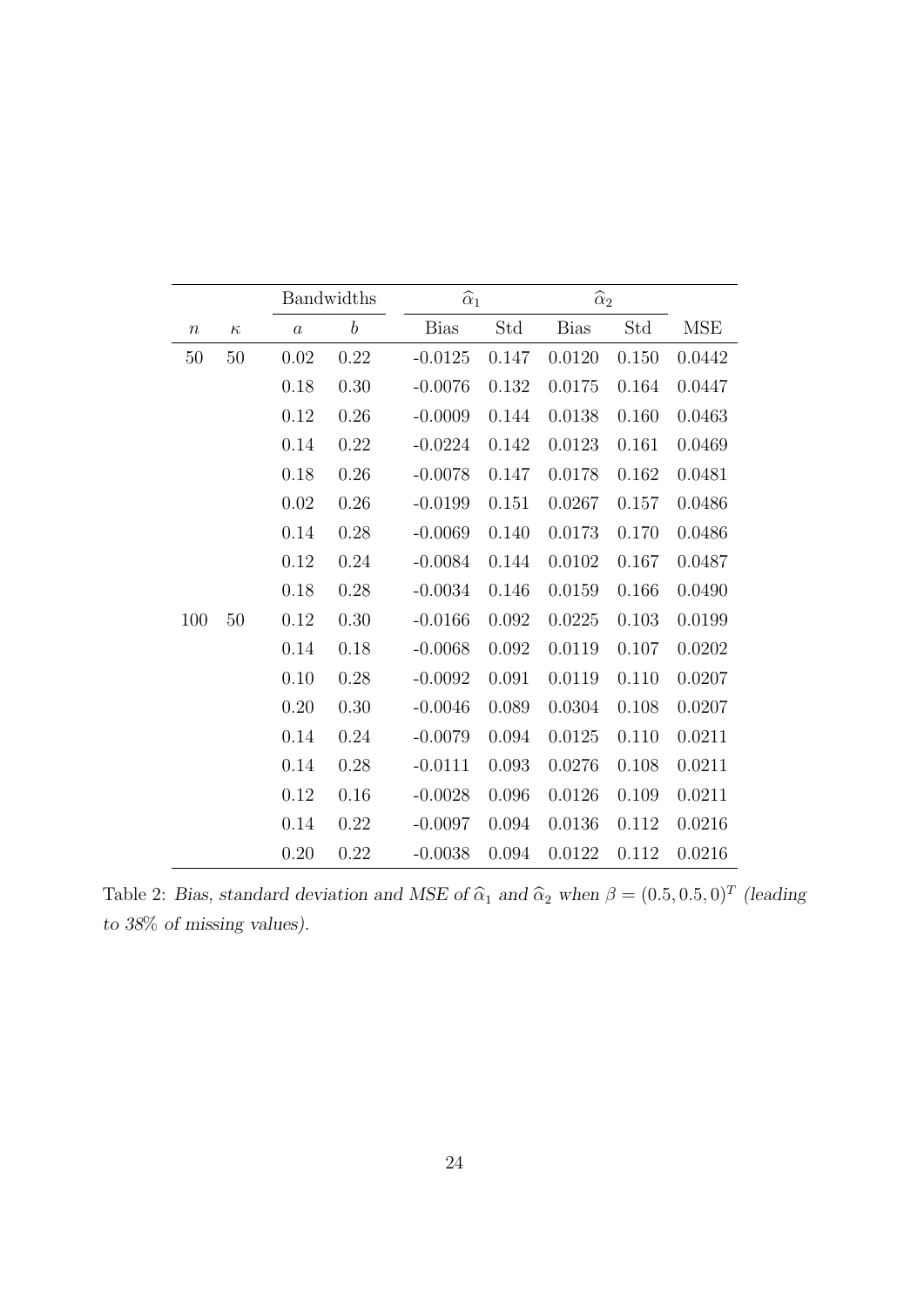| | | Bandwidths | | $\widehat{\alpha}_1$ | | $\widehat{\alpha}_2$ | | |
|---|---|---|---|---|---|---|---|---|
| $n$ | $\kappa$ | $a$ | $b$ | Bias | Std | Bias | Std | MSE |
| 50 | 50 | 0.02 | 0.22 | -0.0125 | 0.147 | 0.0120 | 0.150 | 0.0442 |
| | | 0.18 | 0.30 | -0.0076 | 0.132 | 0.0175 | 0.164 | 0.0447 |
| | | 0.12 | 0.26 | -0.0009 | 0.144 | 0.0138 | 0.160 | 0.0463 |
| | | 0.14 | 0.22 | -0.0224 | 0.142 | 0.0123 | 0.161 | 0.0469 |
| | | 0.18 | 0.26 | -0.0078 | 0.147 | 0.0178 | 0.162 | 0.0481 |
| | | 0.02 | 0.26 | -0.0199 | 0.151 | 0.0267 | 0.157 | 0.0486 |
| | | 0.14 | 0.28 | -0.0069 | 0.140 | 0.0173 | 0.170 | 0.0486 |
| | | 0.12 | 0.24 | -0.0084 | 0.144 | 0.0102 | 0.167 | 0.0487 |
| | | 0.18 | 0.28 | -0.0034 | 0.146 | 0.0159 | 0.166 | 0.0490 |
| 100 | 50 | 0.12 | 0.30 | -0.0166 | 0.092 | 0.0225 | 0.103 | 0.0199 |
| | | 0.14 | 0.18 | -0.0068 | 0.092 | 0.0119 | 0.107 | 0.0202 |
| | | 0.10 | 0.28 | -0.0092 | 0.091 | 0.0119 | 0.110 | 0.0207 |
| | | 0.20 | 0.30 | -0.0046 | 0.089 | 0.0304 | 0.108 | 0.0207 |
| | | 0.14 | 0.24 | -0.0079 | 0.094 | 0.0125 | 0.110 | 0.0211 |
| | | 0.14 | 0.28 | -0.0111 | 0.093 | 0.0276 | 0.108 | 0.0211 |
| | | 0.12 | 0.16 | -0.0028 | 0.096 | 0.0126 | 0.109 | 0.0211 |
| | | 0.14 | 0.22 | -0.0097 | 0.094 | 0.0136 | 0.112 | 0.0216 |
| | | 0.20 | 0.22 | -0.0038 | 0.094 | 0.0122 | 0.112 | 0.0216 |

Table 2: *Bias, standard deviation and MSE of* $\widehat{\alpha}_1$ *and* $\widehat{\alpha}_2$ *when* $\beta = (0.5, 0.5, 0)^T$ *(leading to 38% of missing values).*